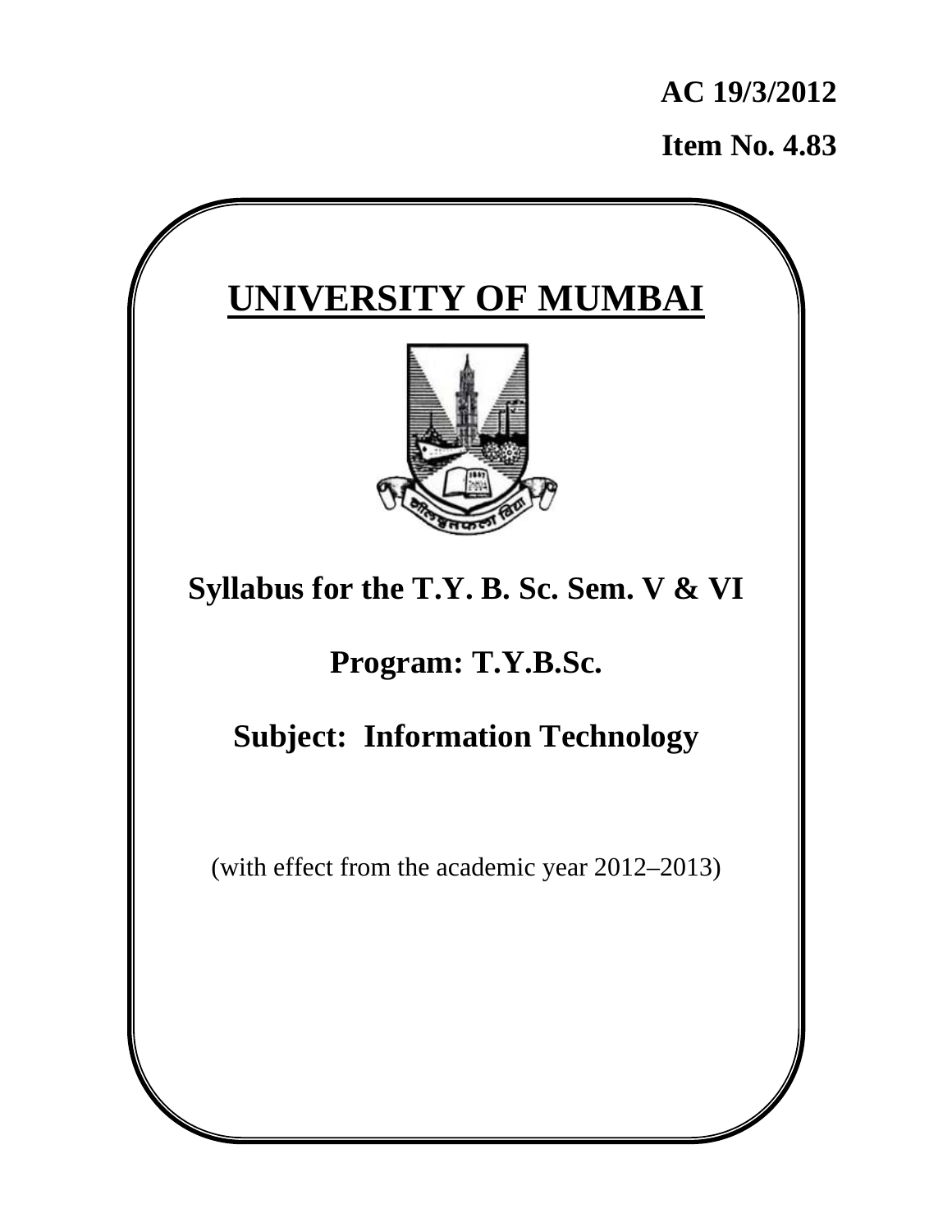**AC 19/3/2012**

**Item No. 4.83**

# UNIVERSITY OF MUMBAI

## Syllabus for the T.Y. B. Sc. Sem. V & VI

## Program: T.Y.B.Sc.

## Subject: Information Technology

(with effect from the academic year 2012–2013)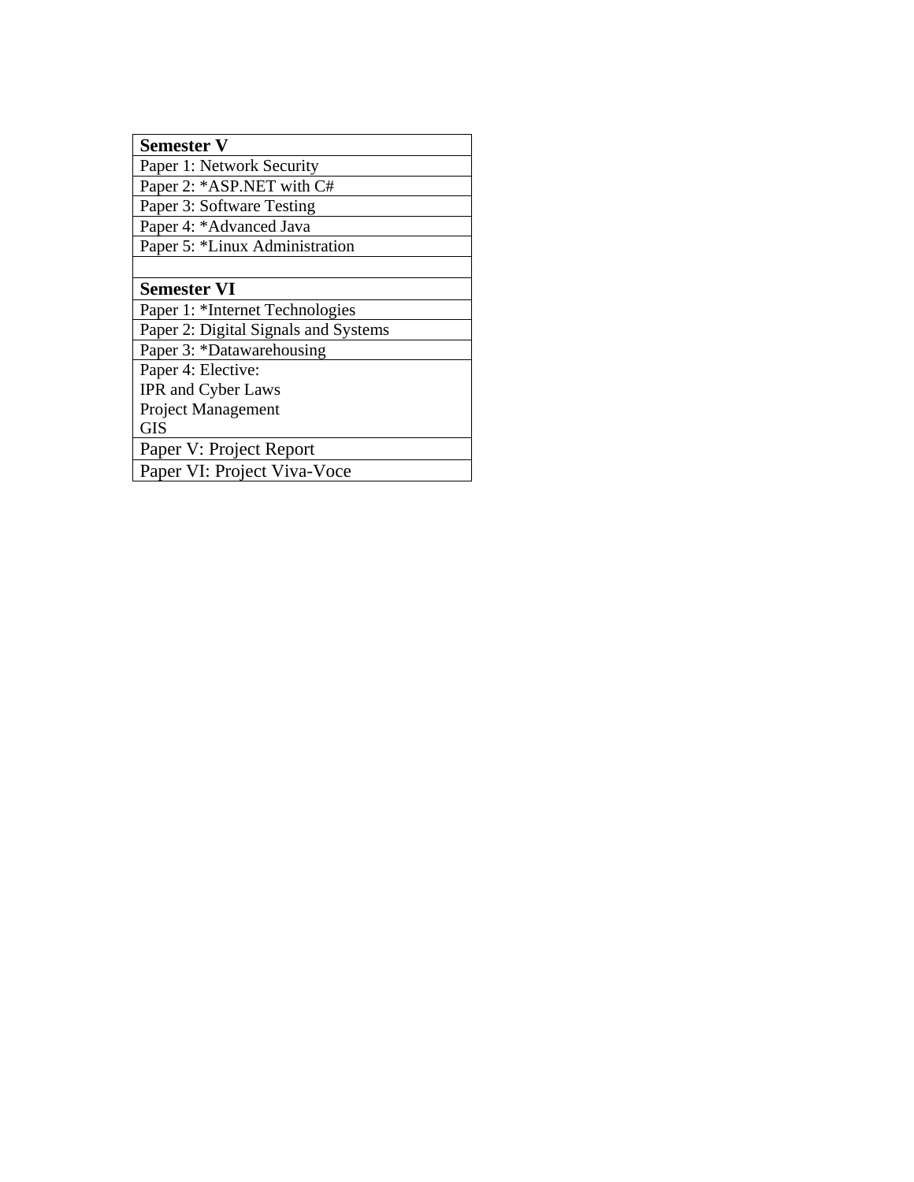| **Semester V** |
|---|
| Paper 1: Network Security |
| Paper 2: *ASP.NET with C# |
| Paper 3: Software Testing |
| Paper 4: *Advanced Java |
| Paper 5: *Linux Administration |
| |
| **Semester VI** |
| Paper 1: *Internet Technologies |
| Paper 2: Digital Signals and Systems |
| Paper 3: *Datawarehousing |
| Paper 4: Elective:<br>IPR and Cyber Laws<br>Project Management<br>GIS |
| Paper V: Project Report |
| Paper VI: Project Viva-Voce |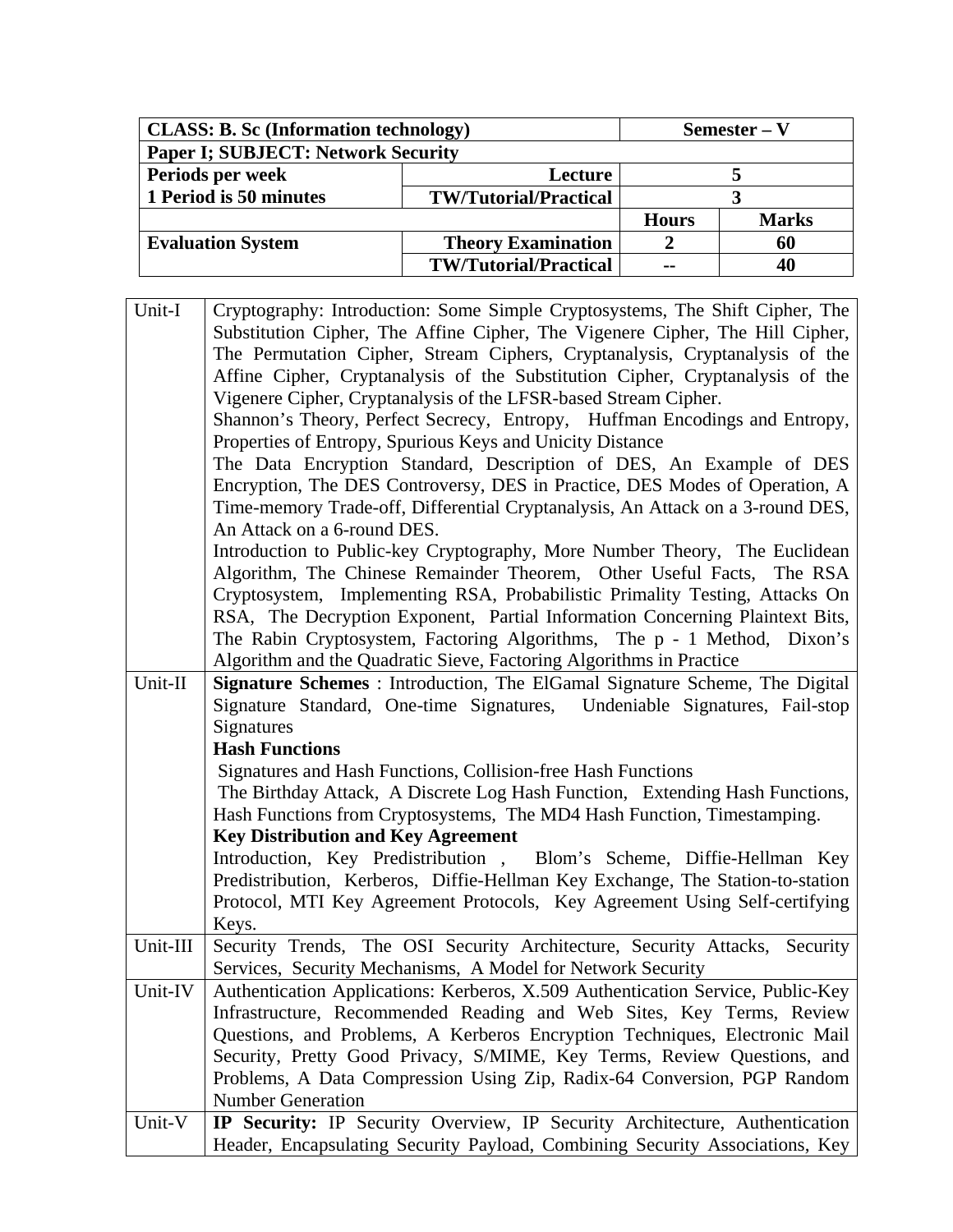| **CLASS: B. Sc (Information technology)** | | **Semester – V** | |
|---|---|---|---|
| **Paper I; SUBJECT: Network Security** | | | |
| **Periods per week** | **Lecture** | **5** | |
| **1 Period is 50 minutes** | **TW/Tutorial/Practical** | **3** | |
| | | **Hours** | **Marks** |
| **Evaluation System** | **Theory Examination** | **2** | **60** |
| | **TW/Tutorial/Practical** | **--** | **40** |

| | |
|---|---|
| Unit-I | Cryptography: Introduction: Some Simple Cryptosystems, The Shift Cipher, The Substitution Cipher, The Affine Cipher, The Vigenere Cipher, The Hill Cipher, The Permutation Cipher, Stream Ciphers, Cryptanalysis, Cryptanalysis of the Affine Cipher, Cryptanalysis of the Substitution Cipher, Cryptanalysis of the Vigenere Cipher, Cryptanalysis of the LFSR-based Stream Cipher.<br>Shannon's Theory, Perfect Secrecy, Entropy, Huffman Encodings and Entropy, Properties of Entropy, Spurious Keys and Unicity Distance<br>The Data Encryption Standard, Description of DES, An Example of DES Encryption, The DES Controversy, DES in Practice, DES Modes of Operation, A Time-memory Trade-off, Differential Cryptanalysis, An Attack on a 3-round DES, An Attack on a 6-round DES.<br>Introduction to Public-key Cryptography, More Number Theory, The Euclidean Algorithm, The Chinese Remainder Theorem, Other Useful Facts, The RSA Cryptosystem, Implementing RSA, Probabilistic Primality Testing, Attacks On RSA, The Decryption Exponent, Partial Information Concerning Plaintext Bits, The Rabin Cryptosystem, Factoring Algorithms, The p - 1 Method, Dixon's Algorithm and the Quadratic Sieve, Factoring Algorithms in Practice |
| Unit-II | **Signature Schemes** : Introduction, The ElGamal Signature Scheme, The Digital Signature Standard, One-time Signatures, Undeniable Signatures, Fail-stop Signatures<br>**Hash Functions**<br>Signatures and Hash Functions, Collision-free Hash Functions<br>The Birthday Attack, A Discrete Log Hash Function, Extending Hash Functions, Hash Functions from Cryptosystems, The MD4 Hash Function, Timestamping.<br>**Key Distribution and Key Agreement**<br>Introduction, Key Predistribution , Blom's Scheme, Diffie-Hellman Key Predistribution, Kerberos, Diffie-Hellman Key Exchange, The Station-to-station Protocol, MTI Key Agreement Protocols, Key Agreement Using Self-certifying Keys. |
| Unit-III | Security Trends, The OSI Security Architecture, Security Attacks, Security Services, Security Mechanisms, A Model for Network Security |
| Unit-IV | Authentication Applications: Kerberos, X.509 Authentication Service, Public-Key Infrastructure, Recommended Reading and Web Sites, Key Terms, Review Questions, and Problems, A Kerberos Encryption Techniques, Electronic Mail Security, Pretty Good Privacy, S/MIME, Key Terms, Review Questions, and Problems, A Data Compression Using Zip, Radix-64 Conversion, PGP Random Number Generation |
| Unit-V | **IP Security:** IP Security Overview, IP Security Architecture, Authentication Header, Encapsulating Security Payload, Combining Security Associations, Key |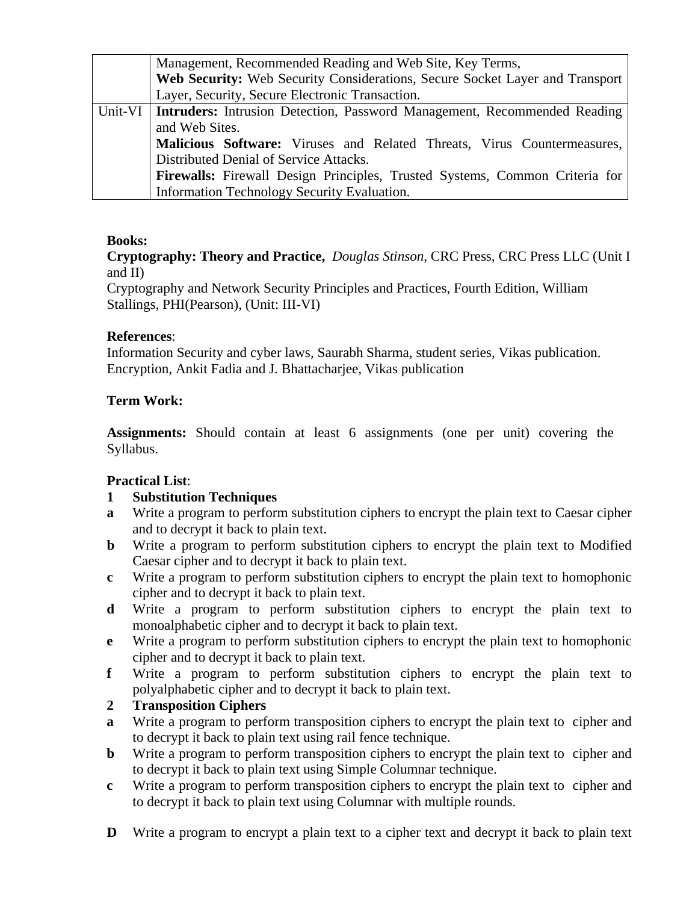|  |  |
|---|---|
|  | Management, Recommended Reading and Web Site, Key Terms, **Web Security:** Web Security Considerations, Secure Socket Layer and Transport Layer, Security, Secure Electronic Transaction. |
| Unit-VI | **Intruders:** Intrusion Detection, Password Management, Recommended Reading and Web Sites. **Malicious Software:** Viruses and Related Threats, Virus Countermeasures, Distributed Denial of Service Attacks. **Firewalls:** Firewall Design Principles, Trusted Systems, Common Criteria for Information Technology Security Evaluation. |

**Books:**

**Cryptography: Theory and Practice,** *Douglas Stinson,* CRC Press, CRC Press LLC (Unit I and II)

Cryptography and Network Security Principles and Practices, Fourth Edition, William Stallings, PHI(Pearson), (Unit: III-VI)

**References**:

Information Security and cyber laws, Saurabh Sharma, student series, Vikas publication.
Encryption, Ankit Fadia and J. Bhattacharjee, Vikas publication

**Term Work:**

**Assignments:** Should contain at least 6 assignments (one per unit) covering the Syllabus.

**Practical List**:

**1 Substitution Techniques**

- **a** Write a program to perform substitution ciphers to encrypt the plain text to Caesar cipher and to decrypt it back to plain text.
- **b** Write a program to perform substitution ciphers to encrypt the plain text to Modified Caesar cipher and to decrypt it back to plain text.
- **c** Write a program to perform substitution ciphers to encrypt the plain text to homophonic cipher and to decrypt it back to plain text.
- **d** Write a program to perform substitution ciphers to encrypt the plain text to monoalphabetic cipher and to decrypt it back to plain text.
- **e** Write a program to perform substitution ciphers to encrypt the plain text to homophonic cipher and to decrypt it back to plain text.
- **f** Write a program to perform substitution ciphers to encrypt the plain text to polyalphabetic cipher and to decrypt it back to plain text.

**2 Transposition Ciphers**

- **a** Write a program to perform transposition ciphers to encrypt the plain text to cipher and to decrypt it back to plain text using rail fence technique.
- **b** Write a program to perform transposition ciphers to encrypt the plain text to cipher and to decrypt it back to plain text using Simple Columnar technique.
- **c** Write a program to perform transposition ciphers to encrypt the plain text to cipher and to decrypt it back to plain text using Columnar with multiple rounds.

- **D** Write a program to encrypt a plain text to a cipher text and decrypt it back to plain text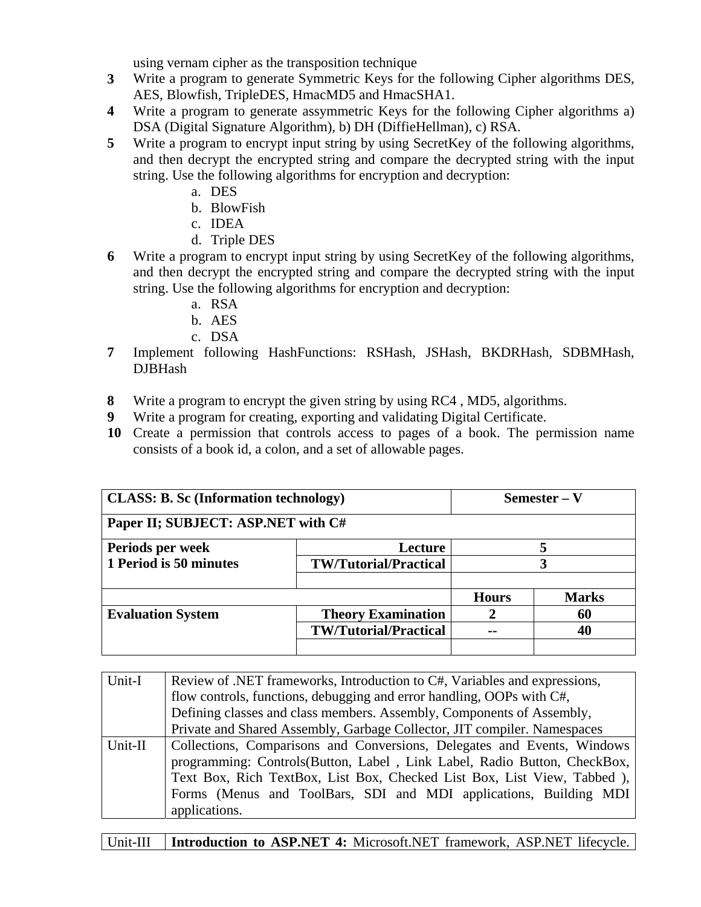using vernam cipher as the transposition technique

3. Write a program to generate Symmetric Keys for the following Cipher algorithms DES, AES, Blowfish, TripleDES, HmacMD5 and HmacSHA1.
4. Write a program to generate assymmetric Keys for the following Cipher algorithms a) DSA (Digital Signature Algorithm), b) DH (DiffieHellman), c) RSA.
5. Write a program to encrypt input string by using SecretKey of the following algorithms, and then decrypt the encrypted string and compare the decrypted string with the input string. Use the following algorithms for encryption and decryption:
   a. DES
   b. BlowFish
   c. IDEA
   d. Triple DES
6. Write a program to encrypt input string by using SecretKey of the following algorithms, and then decrypt the encrypted string and compare the decrypted string with the input string. Use the following algorithms for encryption and decryption:
   a. RSA
   b. AES
   c. DSA
7. Implement following HashFunctions: RSHash, JSHash, BKDRHash, SDBMHash, DJBHash
8. Write a program to encrypt the given string by using RC4 , MD5, algorithms.
9. Write a program for creating, exporting and validating Digital Certificate.
10. Create a permission that controls access to pages of a book. The permission name consists of a book id, a colon, and a set of allowable pages.

| **CLASS: B. Sc (Information technology)** | | **Semester – V** | |
|---|---|---|---|
| **Paper II; SUBJECT: ASP.NET with C#** | | | |
| **Periods per week** **1 Period is 50 minutes** | **Lecture** | **5** | |
| | **TW/Tutorial/Practical** | **3** | |
| | | | |
| | | **Hours** | **Marks** |
| **Evaluation System** | **Theory Examination** | **2** | **60** |
| | **TW/Tutorial/Practical** | **--** | **40** |
| | | | |

| | |
|---|---|
| Unit-I | Review of .NET frameworks, Introduction to C#, Variables and expressions, flow controls, functions, debugging and error handling, OOPs with C#, Defining classes and class members. Assembly, Components of Assembly, Private and Shared Assembly, Garbage Collector, JIT compiler. Namespaces |
| Unit-II | Collections, Comparisons and Conversions, Delegates and Events, Windows programming: Controls(Button, Label , Link Label, Radio Button, CheckBox, Text Box, Rich TextBox, List Box, Checked List Box, List View, Tabbed ), Forms (Menus and ToolBars, SDI and MDI applications, Building MDI applications. |
| Unit-III | **Introduction to ASP.NET 4:** Microsoft.NET framework, ASP.NET lifecycle. |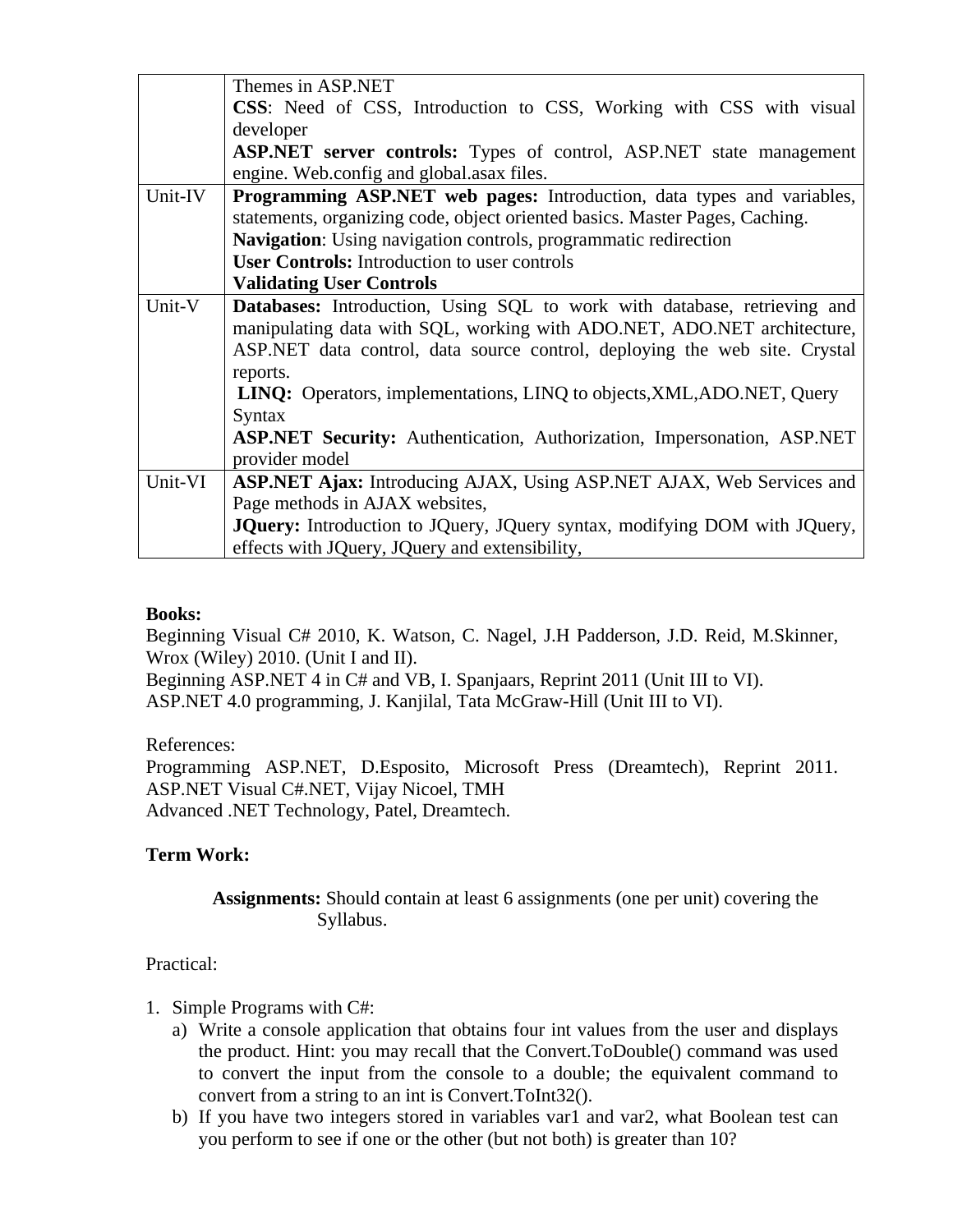| | |
|---|---|
| | Themes in ASP.NET<br>**CSS**: Need of CSS, Introduction to CSS, Working with CSS with visual developer<br>**ASP.NET server controls:** Types of control, ASP.NET state management engine. Web.config and global.asax files. |
| Unit-IV | **Programming ASP.NET web pages:** Introduction, data types and variables, statements, organizing code, object oriented basics. Master Pages, Caching.<br>**Navigation**: Using navigation controls, programmatic redirection<br>**User Controls:** Introduction to user controls<br>**Validating User Controls** |
| Unit-V | **Databases:** Introduction, Using SQL to work with database, retrieving and manipulating data with SQL, working with ADO.NET, ADO.NET architecture, ASP.NET data control, data source control, deploying the web site. Crystal reports.<br>**LINQ:** Operators, implementations, LINQ to objects,XML,ADO.NET, Query Syntax<br>**ASP.NET Security:** Authentication, Authorization, Impersonation, ASP.NET provider model |
| Unit-VI | **ASP.NET Ajax:** Introducing AJAX, Using ASP.NET AJAX, Web Services and Page methods in AJAX websites,<br>**JQuery:** Introduction to JQuery, JQuery syntax, modifying DOM with JQuery, effects with JQuery, JQuery and extensibility, |

**Books:**

Beginning Visual C# 2010, K. Watson, C. Nagel, J.H Padderson, J.D. Reid, M.Skinner, Wrox (Wiley) 2010. (Unit I and II).
Beginning ASP.NET 4 in C# and VB, I. Spanjaars, Reprint 2011 (Unit III to VI).
ASP.NET 4.0 programming, J. Kanjilal, Tata McGraw-Hill (Unit III to VI).

References:
Programming ASP.NET, D.Esposito, Microsoft Press (Dreamtech), Reprint 2011.
ASP.NET Visual C#.NET, Vijay Nicoel, TMH
Advanced .NET Technology, Patel, Dreamtech.

**Term Work:**

**Assignments:** Should contain at least 6 assignments (one per unit) covering the Syllabus.

Practical:

1. Simple Programs with C#:
   a) Write a console application that obtains four int values from the user and displays the product. Hint: you may recall that the Convert.ToDouble() command was used to convert the input from the console to a double; the equivalent command to convert from a string to an int is Convert.ToInt32().
   b) If you have two integers stored in variables var1 and var2, what Boolean test can you perform to see if one or the other (but not both) is greater than 10?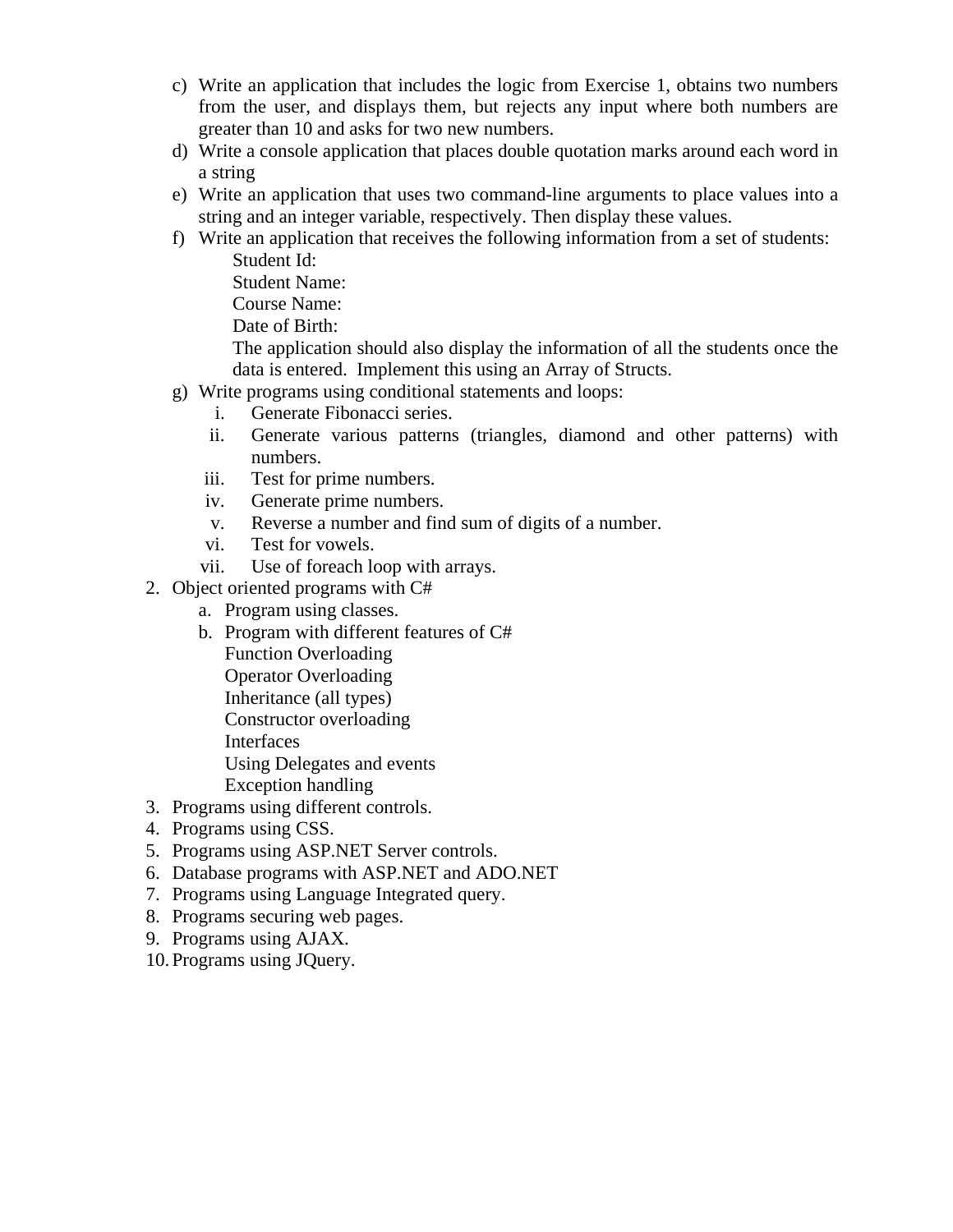c) Write an application that includes the logic from Exercise 1, obtains two numbers from the user, and displays them, but rejects any input where both numbers are greater than 10 and asks for two new numbers.

d) Write a console application that places double quotation marks around each word in a string

e) Write an application that uses two command-line arguments to place values into a string and an integer variable, respectively. Then display these values.

f) Write an application that receives the following information from a set of students:

   Student Id:
   Student Name:
   Course Name:
   Date of Birth:

   The application should also display the information of all the students once the data is entered. Implement this using an Array of Structs.

g) Write programs using conditional statements and loops:

   i. Generate Fibonacci series.
   ii. Generate various patterns (triangles, diamond and other patterns) with numbers.
   iii. Test for prime numbers.
   iv. Generate prime numbers.
   v. Reverse a number and find sum of digits of a number.
   vi. Test for vowels.
   vii. Use of foreach loop with arrays.

2. Object oriented programs with C#
   a. Program using classes.
   b. Program with different features of C#
      Function Overloading
      Operator Overloading
      Inheritance (all types)
      Constructor overloading
      Interfaces
      Using Delegates and events
      Exception handling
3. Programs using different controls.
4. Programs using CSS.
5. Programs using ASP.NET Server controls.
6. Database programs with ASP.NET and ADO.NET
7. Programs using Language Integrated query.
8. Programs securing web pages.
9. Programs using AJAX.
10. Programs using JQuery.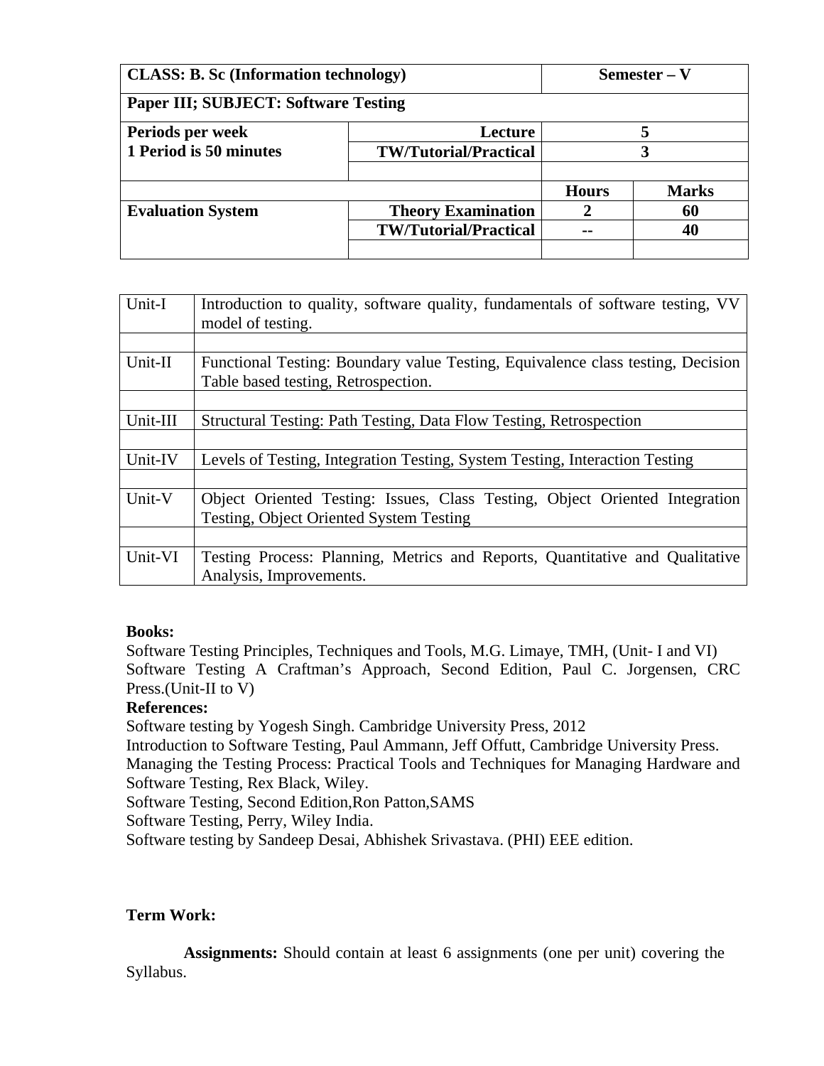| **CLASS: B. Sc (Information technology)** | | **Semester – V** | |
|---|---|---|---|
| **Paper III; SUBJECT: Software Testing** | | | |
| **Periods per week** | **Lecture** | **5** | |
| **1 Period is 50 minutes** | **TW/Tutorial/Practical** | **3** | |
| | | | |
| | | **Hours** | **Marks** |
| **Evaluation System** | **Theory Examination** | **2** | **60** |
| | **TW/Tutorial/Practical** | **--** | **40** |
| | | | |

| Unit | Content |
|---|---|
| Unit-I | Introduction to quality, software quality, fundamentals of software testing, VV model of testing. |
| | |
| Unit-II | Functional Testing: Boundary value Testing, Equivalence class testing, Decision Table based testing, Retrospection. |
| | |
| Unit-III | Structural Testing: Path Testing, Data Flow Testing, Retrospection |
| | |
| Unit-IV | Levels of Testing, Integration Testing, System Testing, Interaction Testing |
| | |
| Unit-V | Object Oriented Testing: Issues, Class Testing, Object Oriented Integration Testing, Object Oriented System Testing |
| | |
| Unit-VI | Testing Process: Planning, Metrics and Reports, Quantitative and Qualitative Analysis, Improvements. |

**Books:**

Software Testing Principles, Techniques and Tools, M.G. Limaye, TMH, (Unit- I and VI)
Software Testing A Craftman's Approach, Second Edition, Paul C. Jorgensen, CRC Press.(Unit-II to V)

**References:**

Software testing by Yogesh Singh. Cambridge University Press, 2012
Introduction to Software Testing, Paul Ammann, Jeff Offutt, Cambridge University Press.
Managing the Testing Process: Practical Tools and Techniques for Managing Hardware and Software Testing, Rex Black, Wiley.
Software Testing, Second Edition,Ron Patton,SAMS
Software Testing, Perry, Wiley India.
Software testing by Sandeep Desai, Abhishek Srivastava. (PHI) EEE edition.

**Term Work:**

**Assignments:** Should contain at least 6 assignments (one per unit) covering the Syllabus.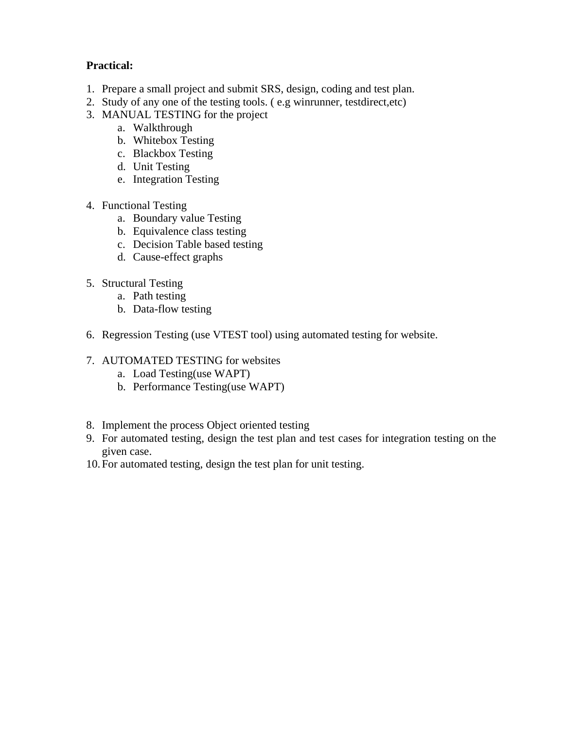**Practical:**

1. Prepare a small project and submit SRS, design, coding and test plan.
2. Study of any one of the testing tools. ( e.g winrunner, testdirect,etc)
3. MANUAL TESTING for the project
   a. Walkthrough
   b. Whitebox Testing
   c. Blackbox Testing
   d. Unit Testing
   e. Integration Testing

4. Functional Testing
   a. Boundary value Testing
   b. Equivalence class testing
   c. Decision Table based testing
   d. Cause-effect graphs

5. Structural Testing
   a. Path testing
   b. Data-flow testing

6. Regression Testing (use VTEST tool) using automated testing for website.

7. AUTOMATED TESTING for websites
   a. Load Testing(use WAPT)
   b. Performance Testing(use WAPT)

8. Implement the process Object oriented testing
9. For automated testing, design the test plan and test cases for integration testing on the given case.
10. For automated testing, design the test plan for unit testing.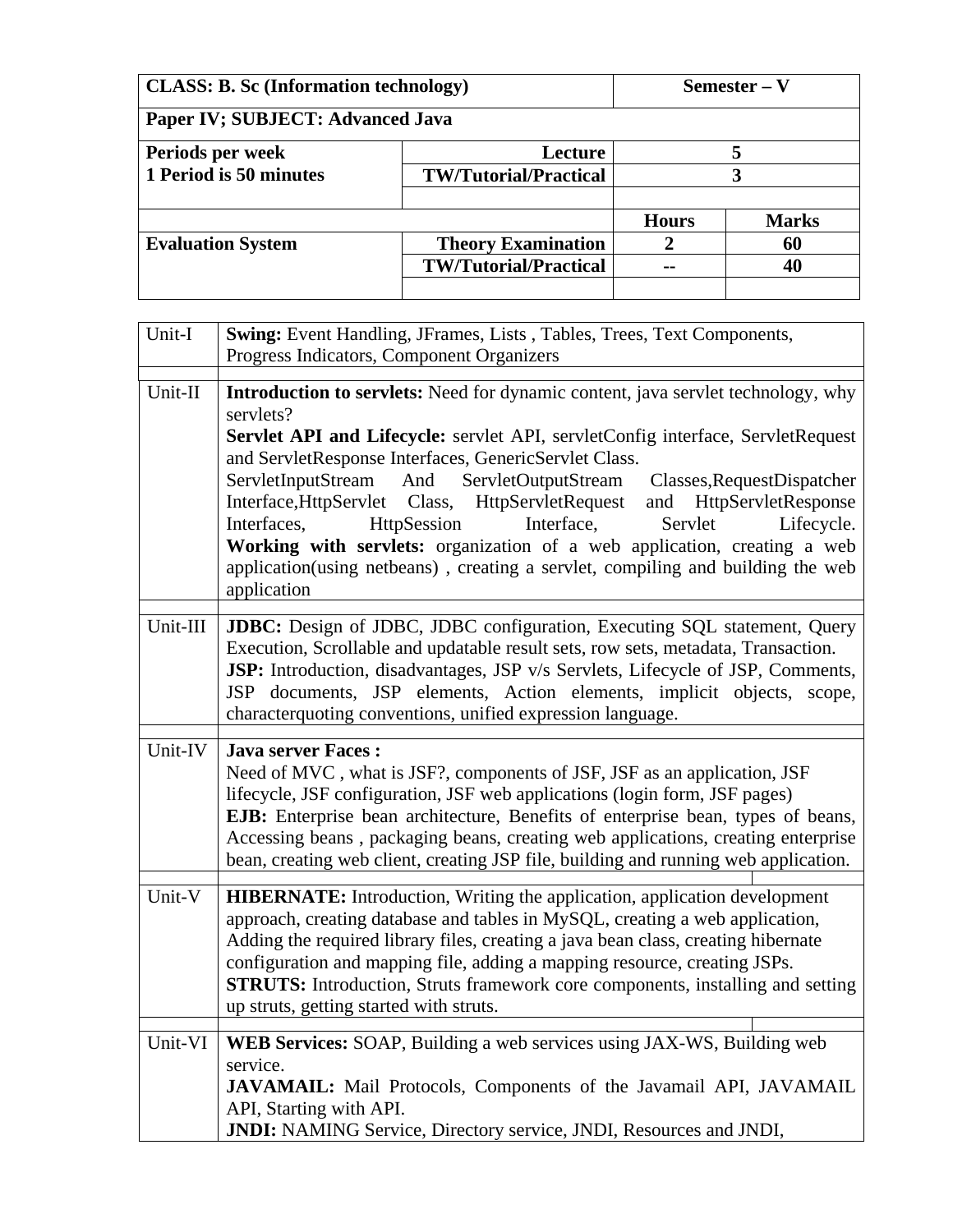| **CLASS: B. Sc (Information technology)** | | **Semester – V** | |
|---|---|---|---|
| **Paper IV; SUBJECT: Advanced Java** | | | |
| **Periods per week**<br>**1 Period is 50 minutes** | **Lecture** | **5** | |
| | **TW/Tutorial/Practical** | **3** | |
| | | | |
| | | **Hours** | **Marks** |
| **Evaluation System** | **Theory Examination** | **2** | **60** |
| | **TW/Tutorial/Practical** | **--** | **40** |
| | | | |

| Unit | Content |
|---|---|
| Unit-I | **Swing:** Event Handling, JFrames, Lists , Tables, Trees, Text Components, Progress Indicators, Component Organizers |
| Unit-II | **Introduction to servlets:** Need for dynamic content, java servlet technology, why servlets?<br>**Servlet API and Lifecycle:** servlet API, servletConfig interface, ServletRequest and ServletResponse Interfaces, GenericServlet Class. ServletInputStream And ServletOutputStream Classes,RequestDispatcher Interface,HttpServlet Class, HttpServletRequest and HttpServletResponse Interfaces, HttpSession Interface, Servlet Lifecycle.<br>**Working with servlets:** organization of a web application, creating a web application(using netbeans) , creating a servlet, compiling and building the web application |
| Unit-III | **JDBC:** Design of JDBC, JDBC configuration, Executing SQL statement, Query Execution, Scrollable and updatable result sets, row sets, metadata, Transaction.<br>**JSP:** Introduction, disadvantages, JSP v/s Servlets, Lifecycle of JSP, Comments, JSP documents, JSP elements, Action elements, implicit objects, scope, characterquoting conventions, unified expression language. |
| Unit-IV | **Java server Faces :**<br>Need of MVC , what is JSF?, components of JSF, JSF as an application, JSF lifecycle, JSF configuration, JSF web applications (login form, JSF pages)<br>**EJB:** Enterprise bean architecture, Benefits of enterprise bean, types of beans, Accessing beans , packaging beans, creating web applications, creating enterprise bean, creating web client, creating JSP file, building and running web application. |
| Unit-V | **HIBERNATE:** Introduction, Writing the application, application development approach, creating database and tables in MySQL, creating a web application, Adding the required library files, creating a java bean class, creating hibernate configuration and mapping file, adding a mapping resource, creating JSPs.<br>**STRUTS:** Introduction, Struts framework core components, installing and setting up struts, getting started with struts. |
| Unit-VI | **WEB Services:** SOAP, Building a web services using JAX-WS, Building web service.<br>**JAVAMAIL:** Mail Protocols, Components of the Javamail API, JAVAMAIL API, Starting with API.<br>**JNDI:** NAMING Service, Directory service, JNDI, Resources and JNDI, |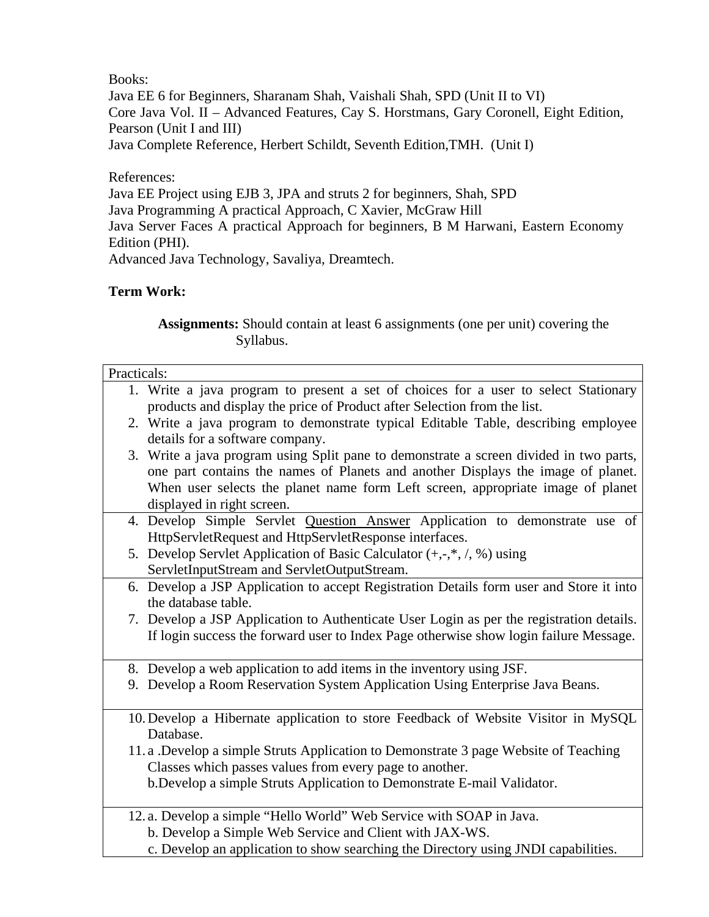Books:
Java EE 6 for Beginners, Sharanam Shah, Vaishali Shah, SPD (Unit II to VI)
Core Java Vol. II – Advanced Features, Cay S. Horstmans, Gary Coronell, Eight Edition, Pearson (Unit I and III)
Java Complete Reference, Herbert Schildt, Seventh Edition,TMH. (Unit I)

References:
Java EE Project using EJB 3, JPA and struts 2 for beginners, Shah, SPD
Java Programming A practical Approach, C Xavier, McGraw Hill
Java Server Faces A practical Approach for beginners, B M Harwani, Eastern Economy Edition (PHI).
Advanced Java Technology, Savaliya, Dreamtech.

**Term Work:**

**Assignments:** Should contain at least 6 assignments (one per unit) covering the Syllabus.

| Practicals: |
|---|
| 1. Write a java program to present a set of choices for a user to select Stationary products and display the price of Product after Selection from the list.<br>2. Write a java program to demonstrate typical Editable Table, describing employee details for a software company.<br>3. Write a java program using Split pane to demonstrate a screen divided in two parts, one part contains the names of Planets and another Displays the image of planet. When user selects the planet name form Left screen, appropriate image of planet displayed in right screen. |
| 4. Develop Simple Servlet <u>Question Answer</u> Application to demonstrate use of HttpServletRequest and HttpServletResponse interfaces.<br>5. Develop Servlet Application of Basic Calculator (+,-,*, /, %) using ServletInputStream and ServletOutputStream. |
| 6. Develop a JSP Application to accept Registration Details form user and Store it into the database table.<br>7. Develop a JSP Application to Authenticate User Login as per the registration details. If login success the forward user to Index Page otherwise show login failure Message. |
| 8. Develop a web application to add items in the inventory using JSF.<br>9. Develop a Room Reservation System Application Using Enterprise Java Beans. |
| 10. Develop a Hibernate application to store Feedback of Website Visitor in MySQL Database.<br>11. a .Develop a simple Struts Application to Demonstrate 3 page Website of Teaching Classes which passes values from every page to another.<br>b.Develop a simple Struts Application to Demonstrate E-mail Validator. |
| 12. a. Develop a simple "Hello World" Web Service with SOAP in Java.<br>b. Develop a Simple Web Service and Client with JAX-WS.<br>c. Develop an application to show searching the Directory using JNDI capabilities. |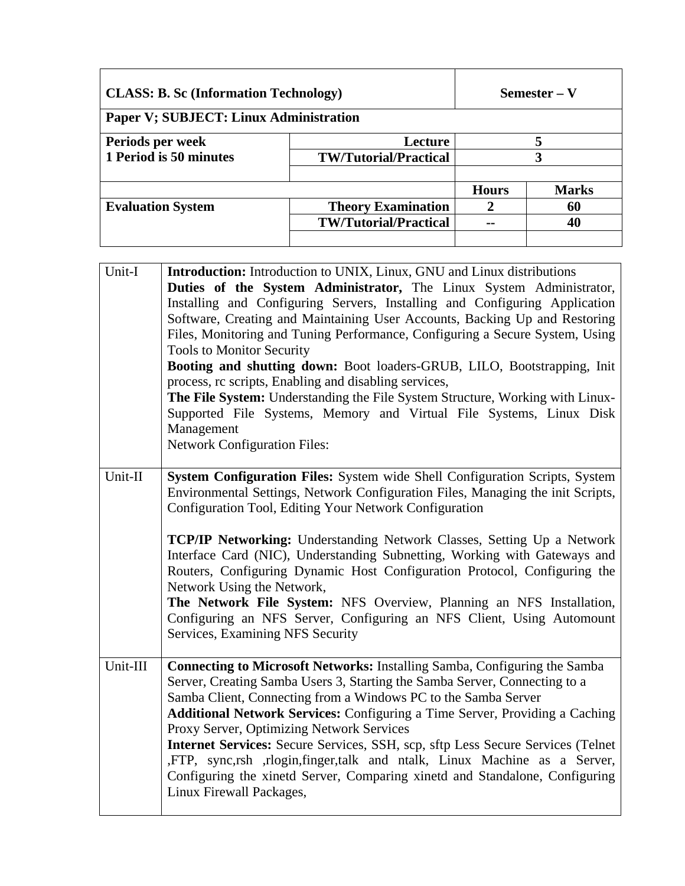| **CLASS: B. Sc (Information Technology)** | | **Semester – V** | |
|---|---|---|---|
| **Paper V; SUBJECT: Linux Administration** | | | |
| **Periods per week** | **Lecture** | **5** | |
| **1 Period is 50 minutes** | **TW/Tutorial/Practical** | **3** | |
| | | | |
| | | **Hours** | **Marks** |
| **Evaluation System** | **Theory Examination** | **2** | **60** |
| | **TW/Tutorial/Practical** | **--** | **40** |
| | | | |

| | |
|---|---|
| Unit-I | **Introduction:** Introduction to UNIX, Linux, GNU and Linux distributions<br>**Duties of the System Administrator,** The Linux System Administrator, Installing and Configuring Servers, Installing and Configuring Application Software, Creating and Maintaining User Accounts, Backing Up and Restoring Files, Monitoring and Tuning Performance, Configuring a Secure System, Using Tools to Monitor Security<br>**Booting and shutting down:** Boot loaders-GRUB, LILO, Bootstrapping, Init process, rc scripts, Enabling and disabling services,<br>**The File System:** Understanding the File System Structure, Working with Linux-Supported File Systems, Memory and Virtual File Systems, Linux Disk Management<br>Network Configuration Files: |
| Unit-II | **System Configuration Files:** System wide Shell Configuration Scripts, System Environmental Settings, Network Configuration Files, Managing the init Scripts, Configuration Tool, Editing Your Network Configuration<br><br>**TCP/IP Networking:** Understanding Network Classes, Setting Up a Network Interface Card (NIC), Understanding Subnetting, Working with Gateways and Routers, Configuring Dynamic Host Configuration Protocol, Configuring the Network Using the Network,<br>**The Network File System:** NFS Overview, Planning an NFS Installation, Configuring an NFS Server, Configuring an NFS Client, Using Automount Services, Examining NFS Security |
| Unit-III | **Connecting to Microsoft Networks:** Installing Samba, Configuring the Samba Server, Creating Samba Users 3, Starting the Samba Server, Connecting to a Samba Client, Connecting from a Windows PC to the Samba Server<br>**Additional Network Services:** Configuring a Time Server, Providing a Caching Proxy Server, Optimizing Network Services<br>**Internet Services:** Secure Services, SSH, scp, sftp Less Secure Services (Telnet ,FTP, sync,rsh ,rlogin,finger,talk and ntalk, Linux Machine as a Server, Configuring the xinetd Server, Comparing xinetd and Standalone, Configuring Linux Firewall Packages, |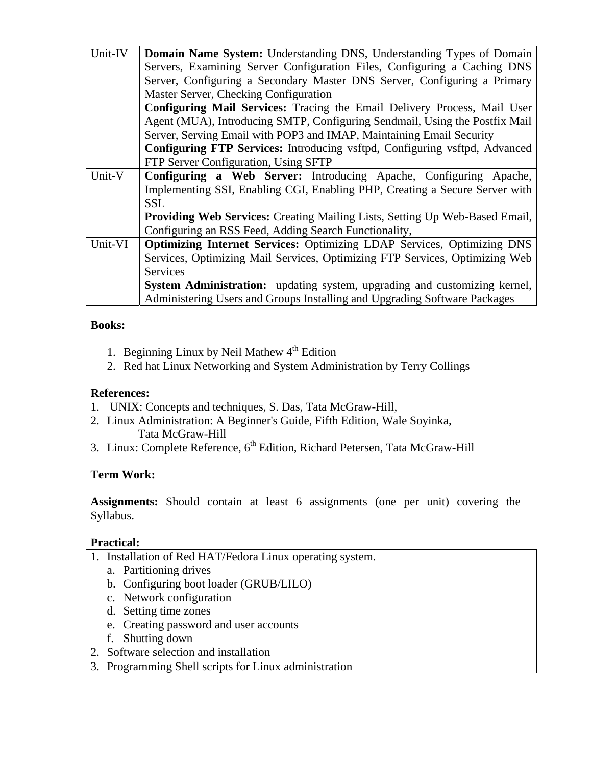| Unit | Content |
|---|---|
| Unit-IV | **Domain Name System:** Understanding DNS, Understanding Types of Domain Servers, Examining Server Configuration Files, Configuring a Caching DNS Server, Configuring a Secondary Master DNS Server, Configuring a Primary Master Server, Checking Configuration **Configuring Mail Services:** Tracing the Email Delivery Process, Mail User Agent (MUA), Introducing SMTP, Configuring Sendmail, Using the Postfix Mail Server, Serving Email with POP3 and IMAP, Maintaining Email Security **Configuring FTP Services:** Introducing vsftpd, Configuring vsftpd, Advanced FTP Server Configuration, Using SFTP |
| Unit-V | **Configuring a Web Server:** Introducing Apache, Configuring Apache, Implementing SSI, Enabling CGI, Enabling PHP, Creating a Secure Server with SSL **Providing Web Services:** Creating Mailing Lists, Setting Up Web-Based Email, Configuring an RSS Feed, Adding Search Functionality, |
| Unit-VI | **Optimizing Internet Services:** Optimizing LDAP Services, Optimizing DNS Services, Optimizing Mail Services, Optimizing FTP Services, Optimizing Web Services **System Administration:** updating system, upgrading and customizing kernel, Administering Users and Groups Installing and Upgrading Software Packages |

**Books:**

1. Beginning Linux by Neil Mathew 4th Edition
2. Red hat Linux Networking and System Administration by Terry Collings

**References:**

1. UNIX: Concepts and techniques, S. Das, Tata McGraw-Hill,
2. Linux Administration: A Beginner's Guide, Fifth Edition, Wale Soyinka, Tata McGraw-Hill
3. Linux: Complete Reference, 6th Edition, Richard Petersen, Tata McGraw-Hill

**Term Work:**

**Assignments:** Should contain at least 6 assignments (one per unit) covering the Syllabus.

**Practical:**

| Practical |
|---|
| 1. Installation of Red HAT/Fedora Linux operating system. a. Partitioning drives b. Configuring boot loader (GRUB/LILO) c. Network configuration d. Setting time zones e. Creating password and user accounts f. Shutting down |
| 2. Software selection and installation |
| 3. Programming Shell scripts for Linux administration |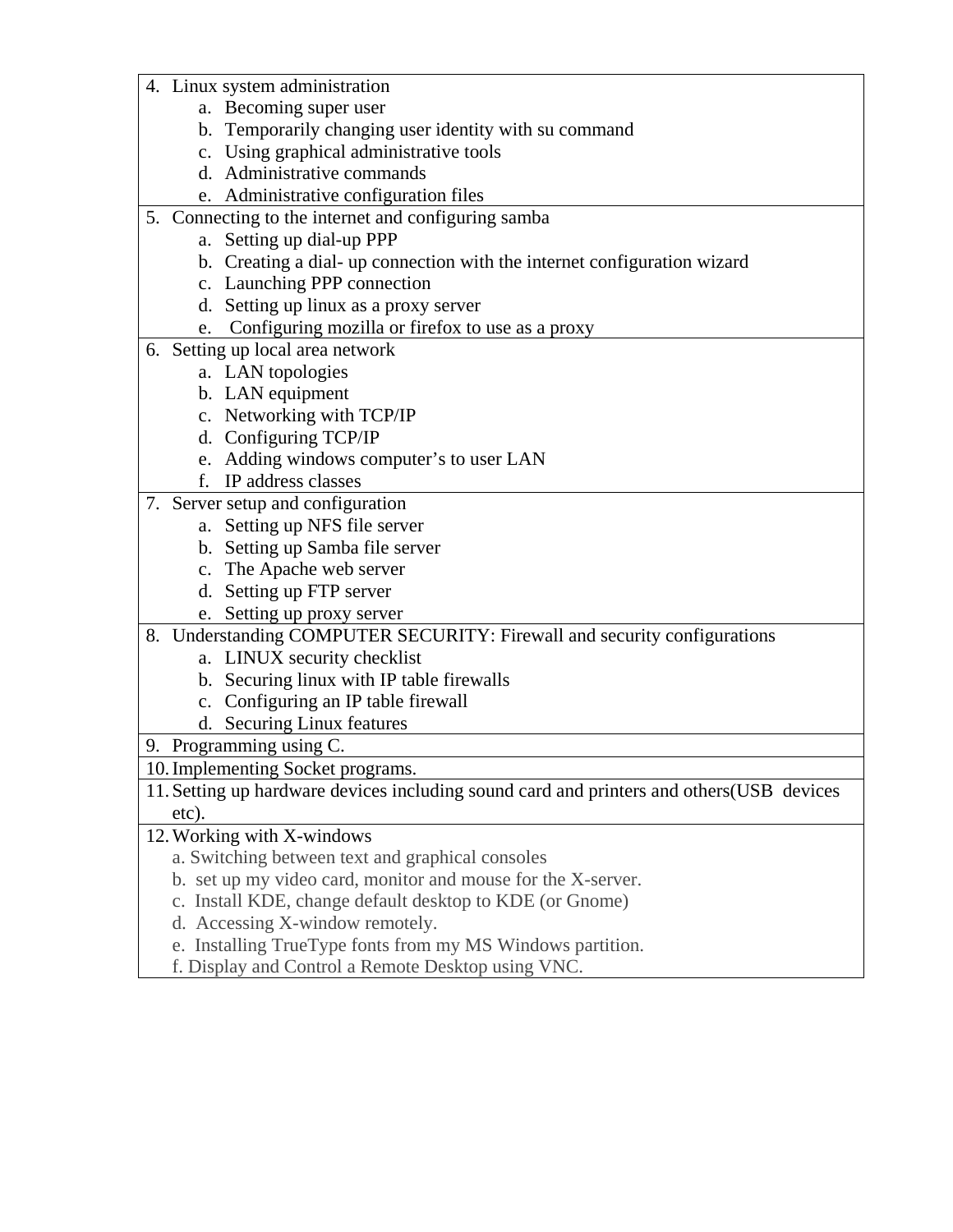4. Linux system administration
    a. Becoming super user
    b. Temporarily changing user identity with su command
    c. Using graphical administrative tools
    d. Administrative commands
    e. Administrative configuration files
5. Connecting to the internet and configuring samba
    a. Setting up dial-up PPP
    b. Creating a dial- up connection with the internet configuration wizard
    c. Launching PPP connection
    d. Setting up linux as a proxy server
    e. Configuring mozilla or firefox to use as a proxy
6. Setting up local area network
    a. LAN topologies
    b. LAN equipment
    c. Networking with TCP/IP
    d. Configuring TCP/IP
    e. Adding windows computer's to user LAN
    f. IP address classes
7. Server setup and configuration
    a. Setting up NFS file server
    b. Setting up Samba file server
    c. The Apache web server
    d. Setting up FTP server
    e. Setting up proxy server
8. Understanding COMPUTER SECURITY: Firewall and security configurations
    a. LINUX security checklist
    b. Securing linux with IP table firewalls
    c. Configuring an IP table firewall
    d. Securing Linux features
9. Programming using C.
10. Implementing Socket programs.
11. Setting up hardware devices including sound card and printers and others(USB devices etc).
12. Working with X-windows
    a. Switching between text and graphical consoles
    b. set up my video card, monitor and mouse for the X-server.
    c. Install KDE, change default desktop to KDE (or Gnome)
    d. Accessing X-window remotely.
    e. Installing TrueType fonts from my MS Windows partition.
    f. Display and Control a Remote Desktop using VNC.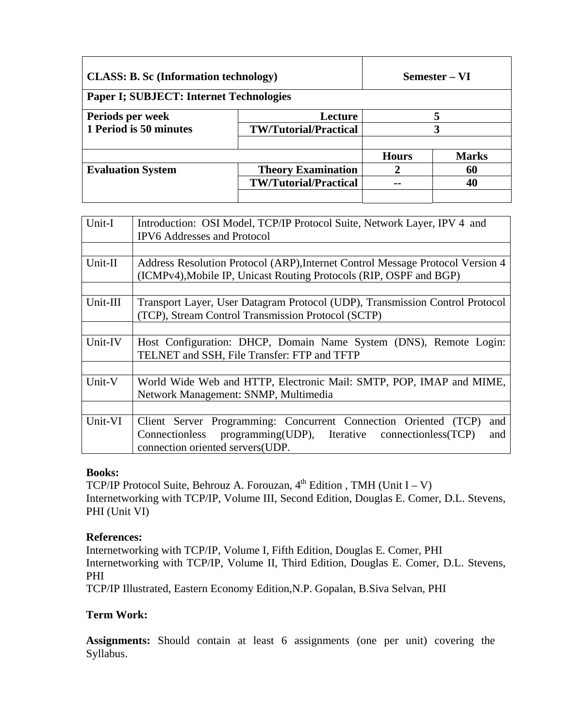| CLASS: B. Sc (Information technology) | | Semester – VI | |
|---|---|---|---|
| **Paper I; SUBJECT: Internet Technologies** | | | |
| **Periods per week** <br> **1 Period is 50 minutes** | **Lecture** | **5** | |
| | **TW/Tutorial/Practical** | **3** | |
| | | | |
| | | **Hours** | **Marks** |
| **Evaluation System** | **Theory Examination** | **2** | **60** |
| | **TW/Tutorial/Practical** | **--** | **40** |
| | | | |

| Unit | Content |
|---|---|
| Unit-I | Introduction: OSI Model, TCP/IP Protocol Suite, Network Layer, IPV 4 and IPV6 Addresses and Protocol |
| | |
| Unit-II | Address Resolution Protocol (ARP),Internet Control Message Protocol Version 4 (ICMPv4),Mobile IP, Unicast Routing Protocols (RIP, OSPF and BGP) |
| | |
| Unit-III | Transport Layer, User Datagram Protocol (UDP), Transmission Control Protocol (TCP), Stream Control Transmission Protocol (SCTP) |
| | |
| Unit-IV | Host Configuration: DHCP, Domain Name System (DNS), Remote Login: TELNET and SSH, File Transfer: FTP and TFTP |
| | |
| Unit-V | World Wide Web and HTTP, Electronic Mail: SMTP, POP, IMAP and MIME, Network Management: SNMP, Multimedia |
| | |
| Unit-VI | Client Server Programming: Concurrent Connection Oriented (TCP) and Connectionless programming(UDP), Iterative connectionless(TCP) and connection oriented servers(UDP. |

**Books:**

TCP/IP Protocol Suite, Behrouz A. Forouzan, 4th Edition , TMH (Unit I – V)
Internetworking with TCP/IP, Volume III, Second Edition, Douglas E. Comer, D.L. Stevens, PHI (Unit VI)

**References:**

Internetworking with TCP/IP, Volume I, Fifth Edition, Douglas E. Comer, PHI
Internetworking with TCP/IP, Volume II, Third Edition, Douglas E. Comer, D.L. Stevens, PHI
TCP/IP Illustrated, Eastern Economy Edition,N.P. Gopalan, B.Siva Selvan, PHI

**Term Work:**

**Assignments:** Should contain at least 6 assignments (one per unit) covering the Syllabus.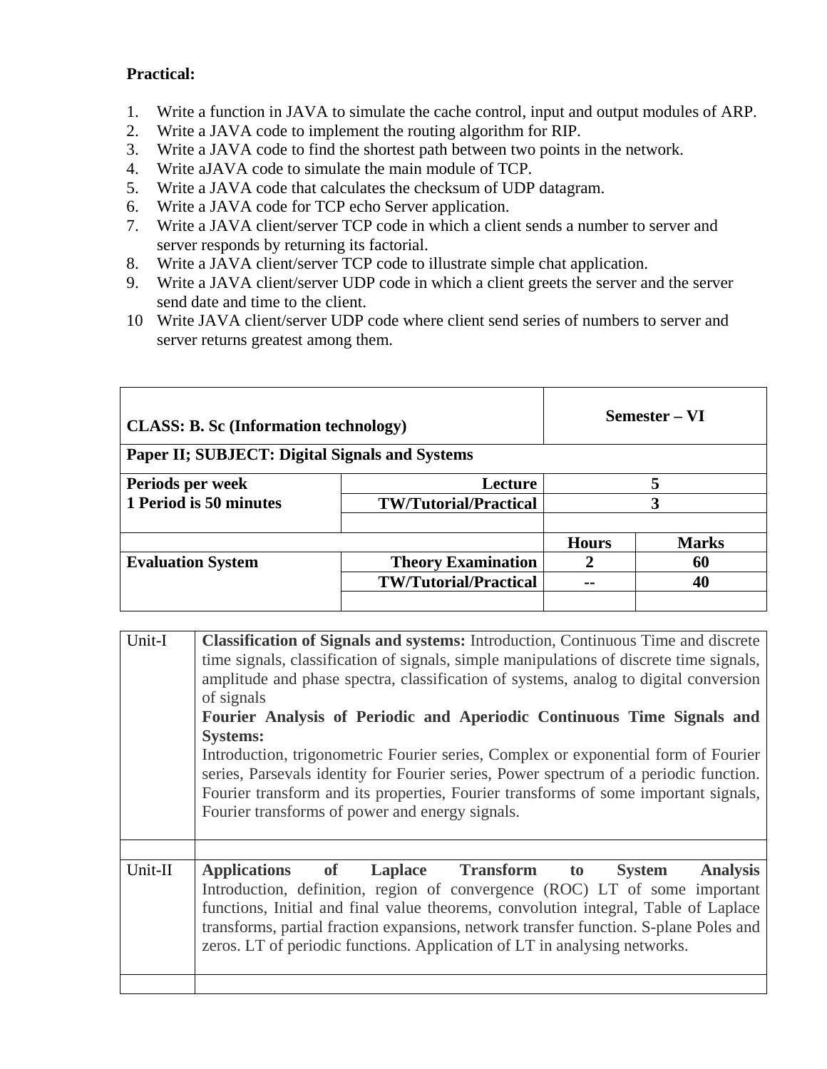**Practical:**

1. Write a function in JAVA to simulate the cache control, input and output modules of ARP.
2. Write a JAVA code to implement the routing algorithm for RIP.
3. Write a JAVA code to find the shortest path between two points in the network.
4. Write aJAVA code to simulate the main module of TCP.
5. Write a JAVA code that calculates the checksum of UDP datagram.
6. Write a JAVA code for TCP echo Server application.
7. Write a JAVA client/server TCP code in which a client sends a number to server and server responds by returning its factorial.
8. Write a JAVA client/server TCP code to illustrate simple chat application.
9. Write a JAVA client/server UDP code in which a client greets the server and the server send date and time to the client.
10. Write JAVA client/server UDP code where client send series of numbers to server and server returns greatest among them.

| **CLASS: B. Sc (Information technology)** | | **Semester – VI** | |
|---|---|---|---|
| **Paper II; SUBJECT: Digital Signals and Systems** | | | |
| **Periods per week** | **Lecture** | **5** | |
| **1 Period is 50 minutes** | **TW/Tutorial/Practical** | **3** | |
| | | | |
| | | **Hours** | **Marks** |
| **Evaluation System** | **Theory Examination** | **2** | **60** |
| | **TW/Tutorial/Practical** | **--** | **40** |
| | | | |

| | |
|---|---|
| Unit-I | **Classification of Signals and systems:** Introduction, Continuous Time and discrete time signals, classification of signals, simple manipulations of discrete time signals, amplitude and phase spectra, classification of systems, analog to digital conversion of signals<br>**Fourier Analysis of Periodic and Aperiodic Continuous Time Signals and Systems:**<br>Introduction, trigonometric Fourier series, Complex or exponential form of Fourier series, Parsevals identity for Fourier series, Power spectrum of a periodic function. Fourier transform and its properties, Fourier transforms of some important signals, Fourier transforms of power and energy signals. |
| | |
| Unit-II | **Applications of Laplace Transform to System Analysis**<br>Introduction, definition, region of convergence (ROC) LT of some important functions, Initial and final value theorems, convolution integral, Table of Laplace transforms, partial fraction expansions, network transfer function. S-plane Poles and zeros. LT of periodic functions. Application of LT in analysing networks. |
| | |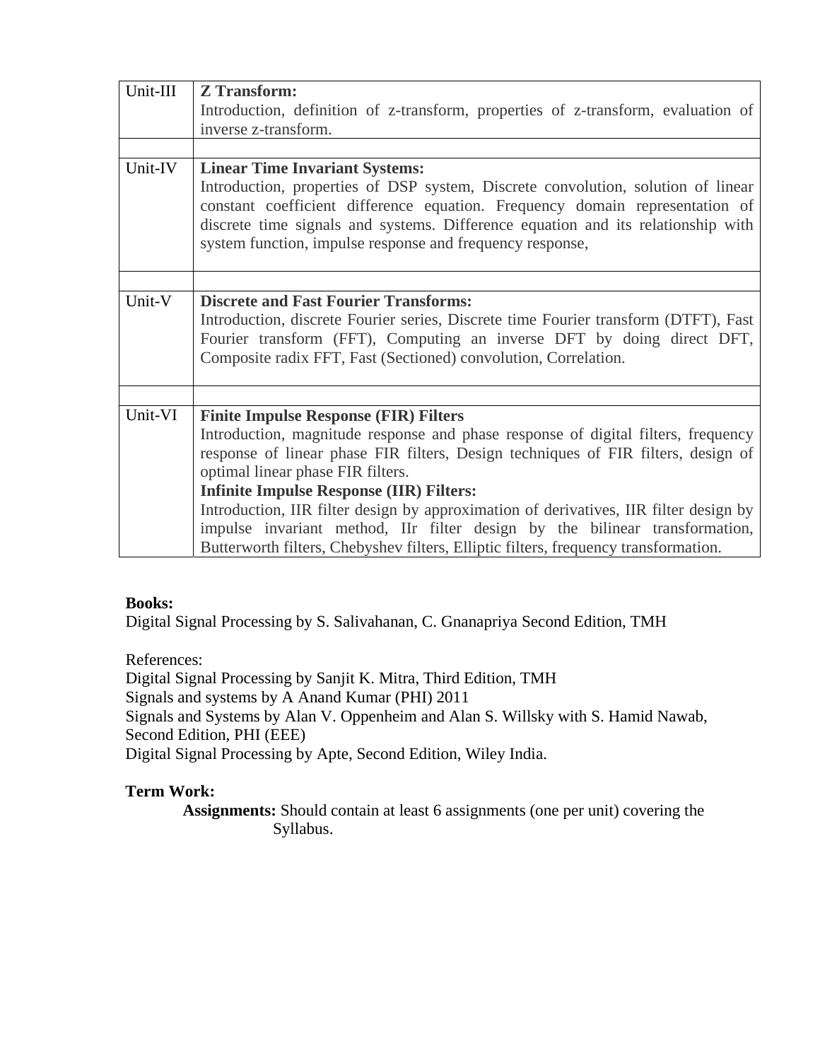| | |
|---|---|
| Unit-III | **Z Transform:**<br>Introduction, definition of z-transform, properties of z-transform, evaluation of inverse z-transform. |
| | |
| Unit-IV | **Linear Time Invariant Systems:**<br>Introduction, properties of DSP system, Discrete convolution, solution of linear constant coefficient difference equation. Frequency domain representation of discrete time signals and systems. Difference equation and its relationship with system function, impulse response and frequency response, |
| | |
| Unit-V | **Discrete and Fast Fourier Transforms:**<br>Introduction, discrete Fourier series, Discrete time Fourier transform (DTFT), Fast Fourier transform (FFT), Computing an inverse DFT by doing direct DFT, Composite radix FFT, Fast (Sectioned) convolution, Correlation. |
| | |
| Unit-VI | **Finite Impulse Response (FIR) Filters**<br>Introduction, magnitude response and phase response of digital filters, frequency response of linear phase FIR filters, Design techniques of FIR filters, design of optimal linear phase FIR filters.<br>**Infinite Impulse Response (IIR) Filters:**<br>Introduction, IIR filter design by approximation of derivatives, IIR filter design by impulse invariant method, IIr filter design by the bilinear transformation, Butterworth filters, Chebyshev filters, Elliptic filters, frequency transformation. |

**Books:**

Digital Signal Processing by S. Salivahanan, C. Gnanapriya Second Edition, TMH

References:

Digital Signal Processing by Sanjit K. Mitra, Third Edition, TMH
Signals and systems by A Anand Kumar (PHI) 2011
Signals and Systems by Alan V. Oppenheim and Alan S. Willsky with S. Hamid Nawab, Second Edition, PHI (EEE)
Digital Signal Processing by Apte, Second Edition, Wiley India.

**Term Work:**

**Assignments:** Should contain at least 6 assignments (one per unit) covering the Syllabus.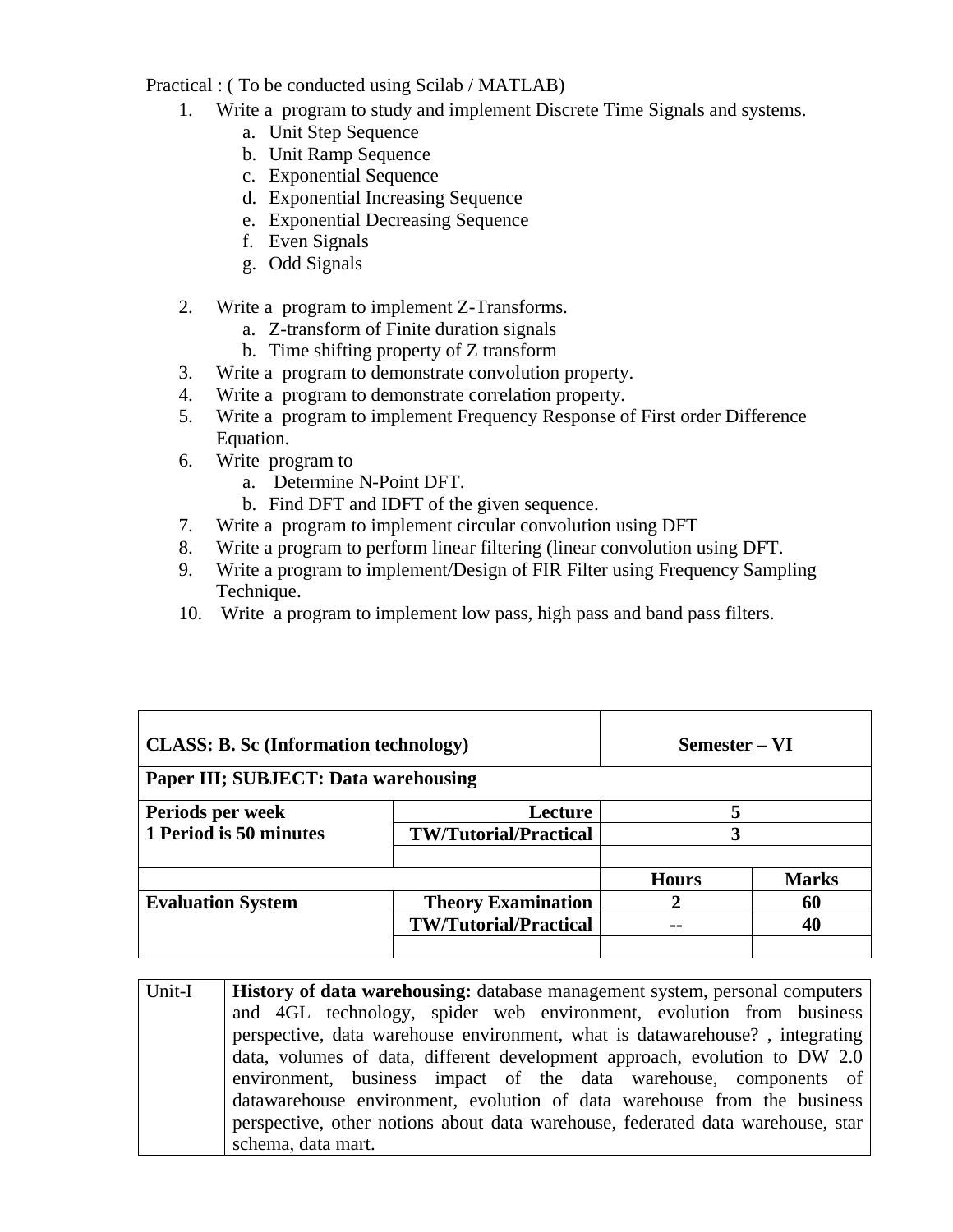Practical : ( To be conducted using Scilab / MATLAB)

1. Write a program to study and implement Discrete Time Signals and systems.
   a. Unit Step Sequence
   b. Unit Ramp Sequence
   c. Exponential Sequence
   d. Exponential Increasing Sequence
   e. Exponential Decreasing Sequence
   f. Even Signals
   g. Odd Signals

2. Write a program to implement Z-Transforms.
   a. Z-transform of Finite duration signals
   b. Time shifting property of Z transform
3. Write a program to demonstrate convolution property.
4. Write a program to demonstrate correlation property.
5. Write a program to implement Frequency Response of First order Difference Equation.
6. Write program to
   a. Determine N-Point DFT.
   b. Find DFT and IDFT of the given sequence.
7. Write a program to implement circular convolution using DFT
8. Write a program to perform linear filtering (linear convolution using DFT.
9. Write a program to implement/Design of FIR Filter using Frequency Sampling Technique.
10. Write a program to implement low pass, high pass and band pass filters.

| **CLASS: B. Sc (Information technology)** | | **Semester – VI** | |
|---|---|---|---|
| **Paper III; SUBJECT: Data warehousing** | | | |
| **Periods per week** **1 Period is 50 minutes** | **Lecture** | **5** | |
| | **TW/Tutorial/Practical** | **3** | |
| | | | |
| | | **Hours** | **Marks** |
| **Evaluation System** | **Theory Examination** | **2** | **60** |
| | **TW/Tutorial/Practical** | **--** | **40** |
| | | | |

| Unit-I | **History of data warehousing:** database management system, personal computers and 4GL technology, spider web environment, evolution from business perspective, data warehouse environment, what is datawarehouse? , integrating data, volumes of data, different development approach, evolution to DW 2.0 environment, business impact of the data warehouse, components of datawarehouse environment, evolution of data warehouse from the business perspective, other notions about data warehouse, federated data warehouse, star schema, data mart. |
|---|---|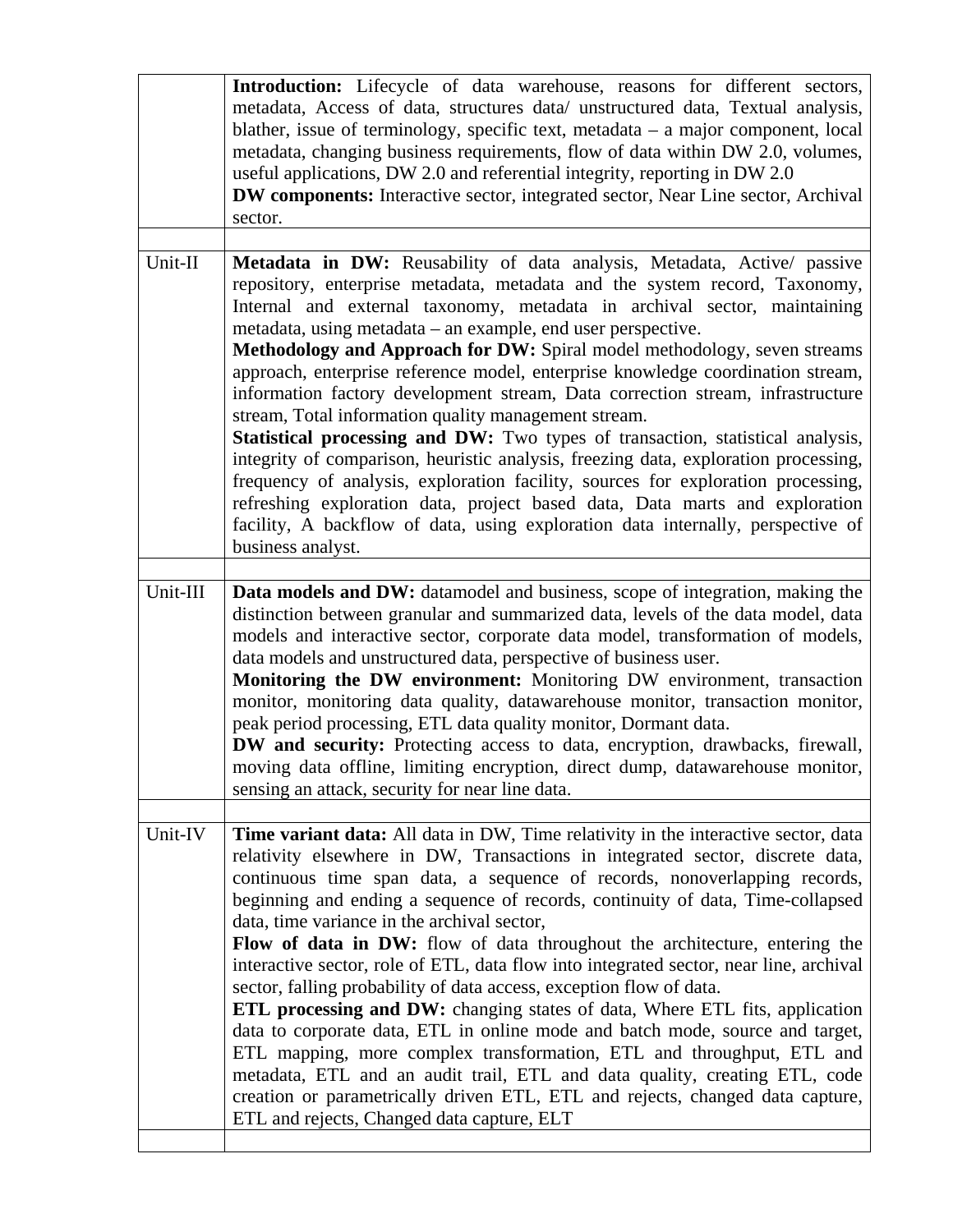|  |  |
|---|---|
|  | **Introduction:** Lifecycle of data warehouse, reasons for different sectors, metadata, Access of data, structures data/ unstructured data, Textual analysis, blather, issue of terminology, specific text, metadata – a major component, local metadata, changing business requirements, flow of data within DW 2.0, volumes, useful applications, DW 2.0 and referential integrity, reporting in DW 2.0<br>**DW components:** Interactive sector, integrated sector, Near Line sector, Archival sector. |
|  |  |
| Unit-II | **Metadata in DW:** Reusability of data analysis, Metadata, Active/ passive repository, enterprise metadata, metadata and the system record, Taxonomy, Internal and external taxonomy, metadata in archival sector, maintaining metadata, using metadata – an example, end user perspective.<br>**Methodology and Approach for DW:** Spiral model methodology, seven streams approach, enterprise reference model, enterprise knowledge coordination stream, information factory development stream, Data correction stream, infrastructure stream, Total information quality management stream.<br>**Statistical processing and DW:** Two types of transaction, statistical analysis, integrity of comparison, heuristic analysis, freezing data, exploration processing, frequency of analysis, exploration facility, sources for exploration processing, refreshing exploration data, project based data, Data marts and exploration facility, A backflow of data, using exploration data internally, perspective of business analyst. |
|  |  |
| Unit-III | **Data models and DW:** datamodel and business, scope of integration, making the distinction between granular and summarized data, levels of the data model, data models and interactive sector, corporate data model, transformation of models, data models and unstructured data, perspective of business user.<br>**Monitoring the DW environment:** Monitoring DW environment, transaction monitor, monitoring data quality, datawarehouse monitor, transaction monitor, peak period processing, ETL data quality monitor, Dormant data.<br>**DW and security:** Protecting access to data, encryption, drawbacks, firewall, moving data offline, limiting encryption, direct dump, datawarehouse monitor, sensing an attack, security for near line data. |
|  |  |
| Unit-IV | **Time variant data:** All data in DW, Time relativity in the interactive sector, data relativity elsewhere in DW, Transactions in integrated sector, discrete data, continuous time span data, a sequence of records, nonoverlapping records, beginning and ending a sequence of records, continuity of data, Time-collapsed data, time variance in the archival sector,<br>**Flow of data in DW:** flow of data throughout the architecture, entering the interactive sector, role of ETL, data flow into integrated sector, near line, archival sector, falling probability of data access, exception flow of data.<br>**ETL processing and DW:** changing states of data, Where ETL fits, application data to corporate data, ETL in online mode and batch mode, source and target, ETL mapping, more complex transformation, ETL and throughput, ETL and metadata, ETL and an audit trail, ETL and data quality, creating ETL, code creation or parametrically driven ETL, ETL and rejects, changed data capture, ETL and rejects, Changed data capture, ELT |
|  |  |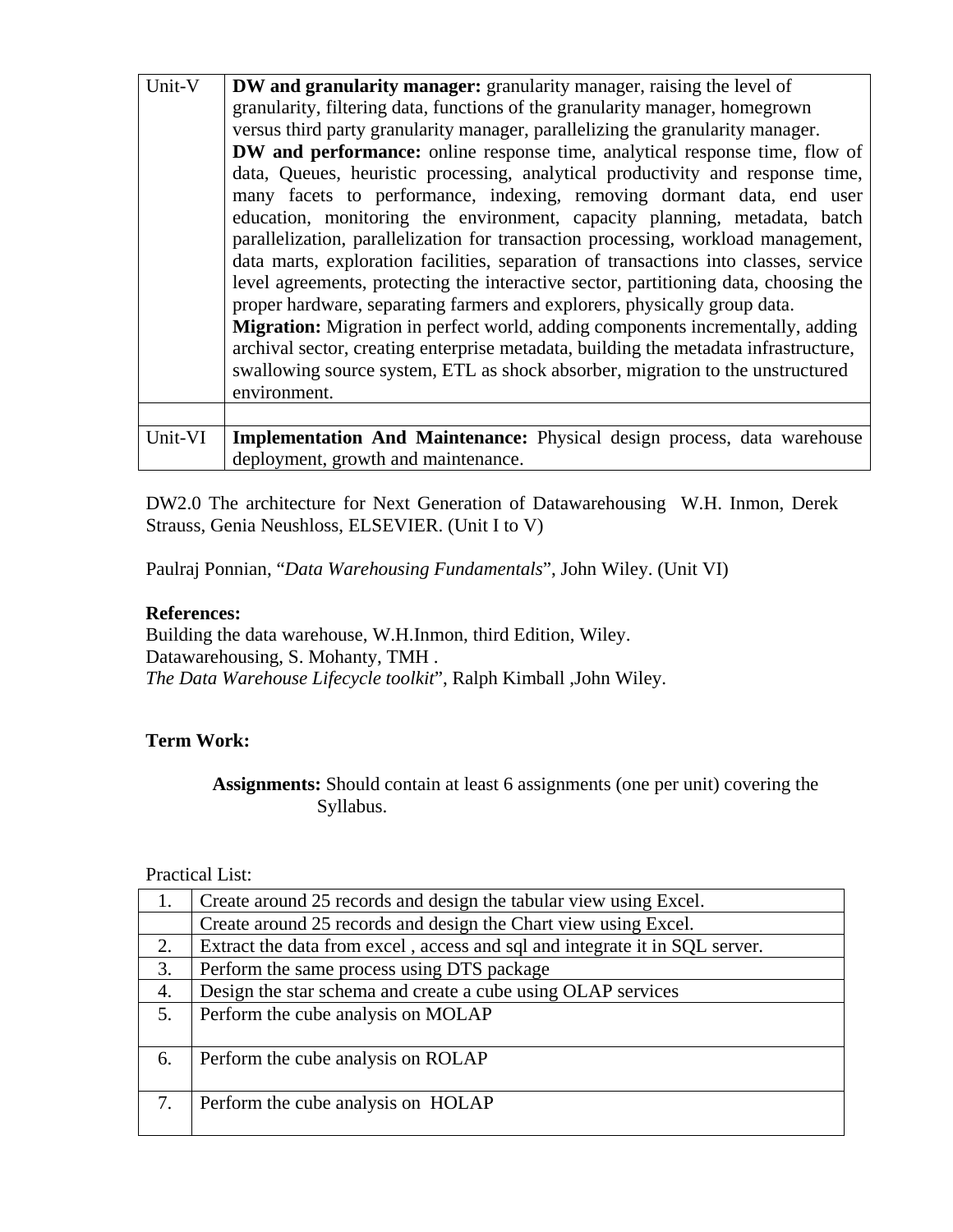| | |
|---|---|
| Unit-V | **DW and granularity manager:** granularity manager, raising the level of granularity, filtering data, functions of the granularity manager, homegrown versus third party granularity manager, parallelizing the granularity manager. **DW and performance:** online response time, analytical response time, flow of data, Queues, heuristic processing, analytical productivity and response time, many facets to performance, indexing, removing dormant data, end user education, monitoring the environment, capacity planning, metadata, batch parallelization, parallelization for transaction processing, workload management, data marts, exploration facilities, separation of transactions into classes, service level agreements, protecting the interactive sector, partitioning data, choosing the proper hardware, separating farmers and explorers, physically group data. **Migration:** Migration in perfect world, adding components incrementally, adding archival sector, creating enterprise metadata, building the metadata infrastructure, swallowing source system, ETL as shock absorber, migration to the unstructured environment. |
| | |
| Unit-VI | **Implementation And Maintenance:** Physical design process, data warehouse deployment, growth and maintenance. |

DW2.0 The architecture for Next Generation of Datawarehousing W.H. Inmon, Derek Strauss, Genia Neushloss, ELSEVIER. (Unit I to V)

Paulraj Ponnian, "*Data Warehousing Fundamentals*", John Wiley. (Unit VI)

**References:**

Building the data warehouse, W.H.Inmon, third Edition, Wiley.
Datawarehousing, S. Mohanty, TMH .
*The Data Warehouse Lifecycle toolkit*", Ralph Kimball ,John Wiley.

**Term Work:**

**Assignments:** Should contain at least 6 assignments (one per unit) covering the Syllabus.

Practical List:

| | |
|---|---|
| 1. | Create around 25 records and design the tabular view using Excel. |
| | Create around 25 records and design the Chart view using Excel. |
| 2. | Extract the data from excel , access and sql and integrate it in SQL server. |
| 3. | Perform the same process using DTS package |
| 4. | Design the star schema and create a cube using OLAP services |
| 5. | Perform the cube analysis on MOLAP |
| 6. | Perform the cube analysis on ROLAP |
| 7. | Perform the cube analysis on HOLAP |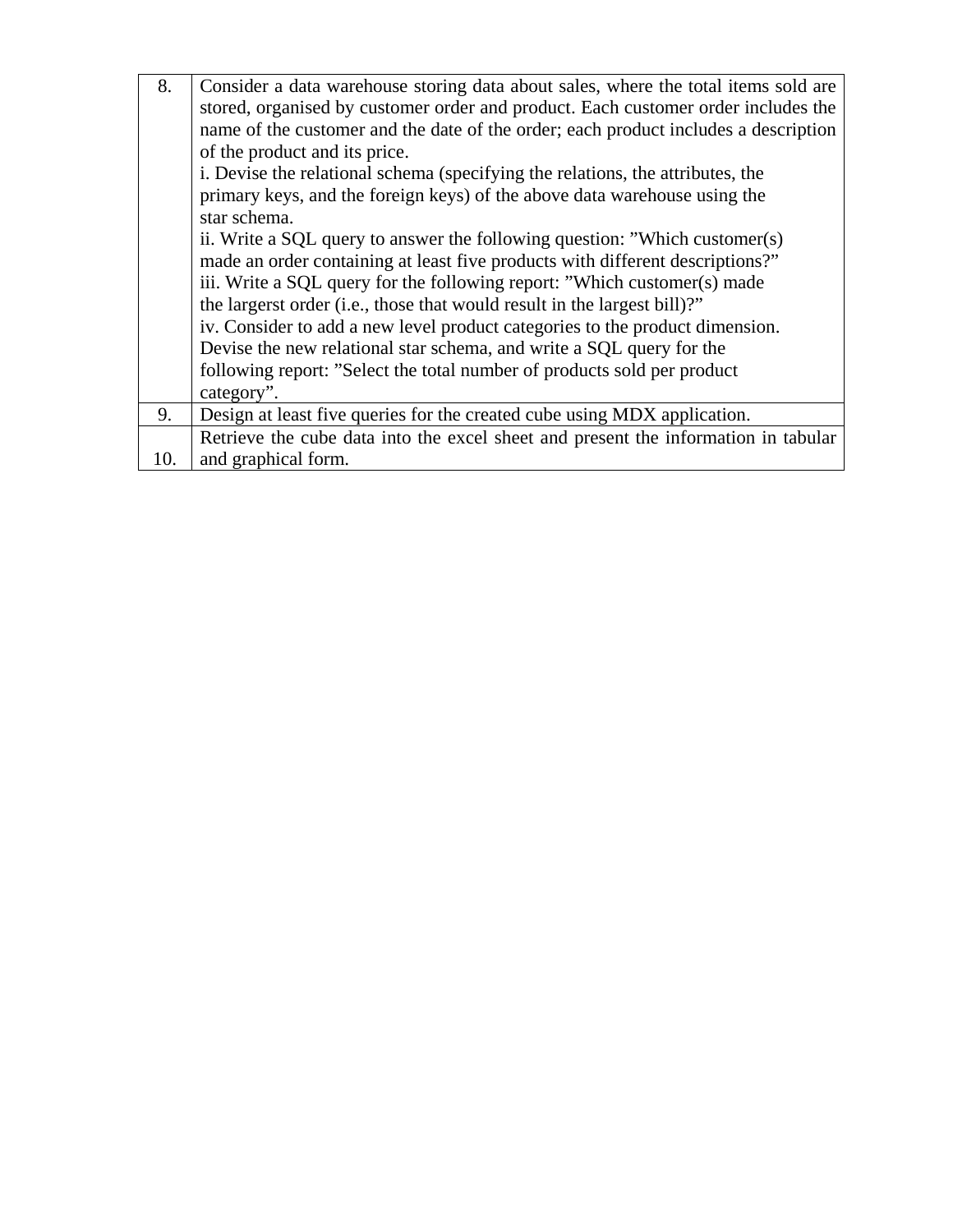| | |
|---|---|
| 8. | Consider a data warehouse storing data about sales, where the total items sold are stored, organised by customer order and product. Each customer order includes the name of the customer and the date of the order; each product includes a description of the product and its price.<br>i. Devise the relational schema (specifying the relations, the attributes, the primary keys, and the foreign keys) of the above data warehouse using the star schema.<br>ii. Write a SQL query to answer the following question: ”Which customer(s) made an order containing at least five products with different descriptions?”<br>iii. Write a SQL query for the following report: ”Which customer(s) made the largerst order (i.e., those that would result in the largest bill)?”<br>iv. Consider to add a new level product categories to the product dimension. Devise the new relational star schema, and write a SQL query for the following report: ”Select the total number of products sold per product category”. |
| 9. | Design at least five queries for the created cube using MDX application. |
| 10. | Retrieve the cube data into the excel sheet and present the information in tabular and graphical form. |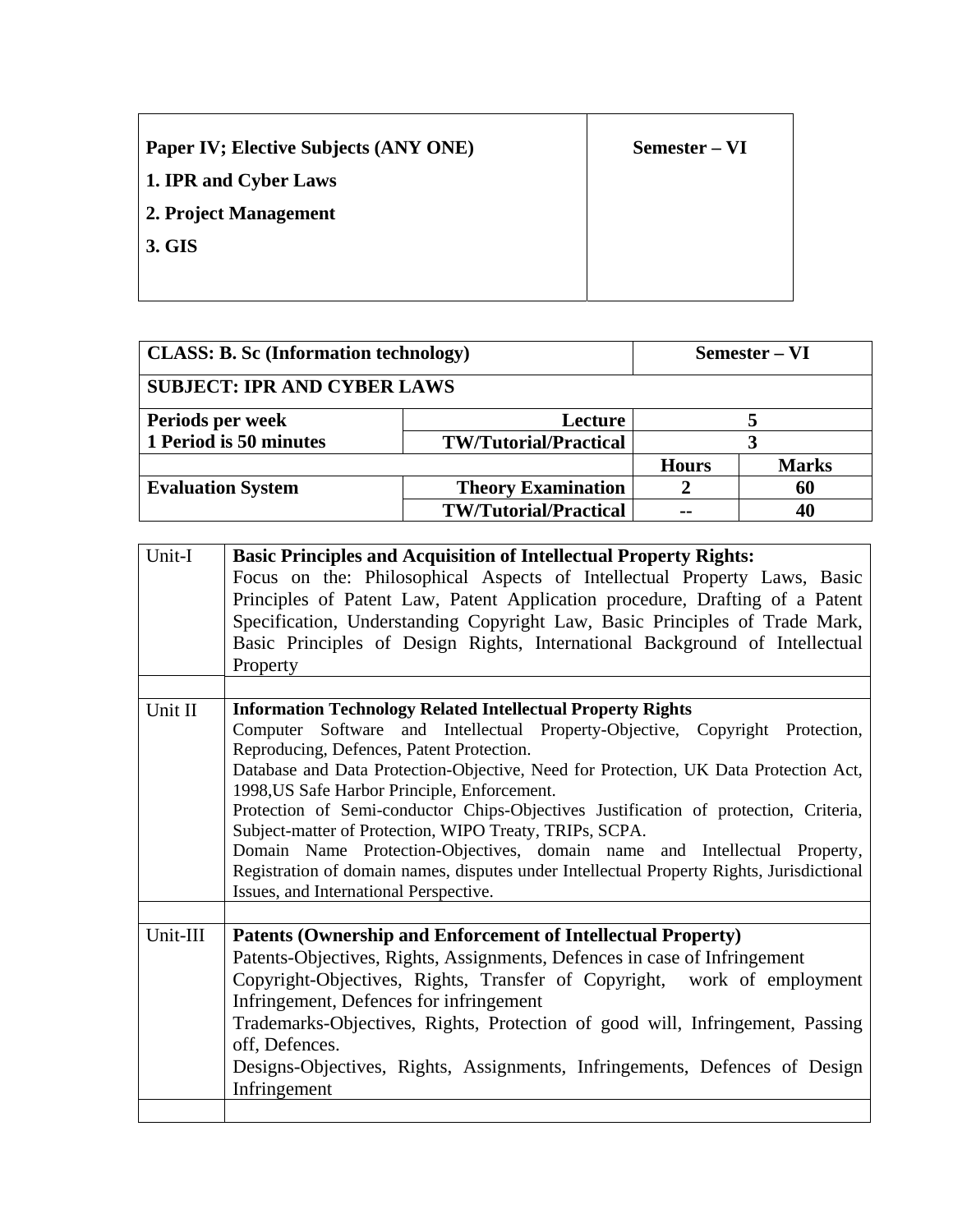| **Paper IV; Elective Subjects (ANY ONE)**<br>**1. IPR and Cyber Laws**<br>**2. Project Management**<br>**3. GIS** | **Semester – VI** |
|---|---|

| **CLASS: B. Sc (Information technology)** | | **Semester – VI** | |
|---|---|---|---|
| **SUBJECT: IPR AND CYBER LAWS** | | | |
| **Periods per week** | **Lecture** | **5** | |
| **1 Period is 50 minutes** | **TW/Tutorial/Practical** | **3** | |
| | | **Hours** | **Marks** |
| **Evaluation System** | **Theory Examination** | **2** | **60** |
| | **TW/Tutorial/Practical** | **--** | **40** |

| | |
|---|---|
| Unit-I | **Basic Principles and Acquisition of Intellectual Property Rights:**<br>Focus on the: Philosophical Aspects of Intellectual Property Laws, Basic Principles of Patent Law, Patent Application procedure, Drafting of a Patent Specification, Understanding Copyright Law, Basic Principles of Trade Mark, Basic Principles of Design Rights, International Background of Intellectual Property |
| | |
| Unit II | **Information Technology Related Intellectual Property Rights**<br>Computer Software and Intellectual Property-Objective, Copyright Protection, Reproducing, Defences, Patent Protection.<br>Database and Data Protection-Objective, Need for Protection, UK Data Protection Act, 1998,US Safe Harbor Principle, Enforcement.<br>Protection of Semi-conductor Chips-Objectives Justification of protection, Criteria, Subject-matter of Protection, WIPO Treaty, TRIPs, SCPA.<br>Domain Name Protection-Objectives, domain name and Intellectual Property, Registration of domain names, disputes under Intellectual Property Rights, Jurisdictional Issues, and International Perspective. |
| | |
| Unit-III | **Patents (Ownership and Enforcement of Intellectual Property)**<br>Patents-Objectives, Rights, Assignments, Defences in case of Infringement<br>Copyright-Objectives, Rights, Transfer of Copyright, work of employment Infringement, Defences for infringement<br>Trademarks-Objectives, Rights, Protection of good will, Infringement, Passing off, Defences.<br>Designs-Objectives, Rights, Assignments, Infringements, Defences of Design Infringement |
| | |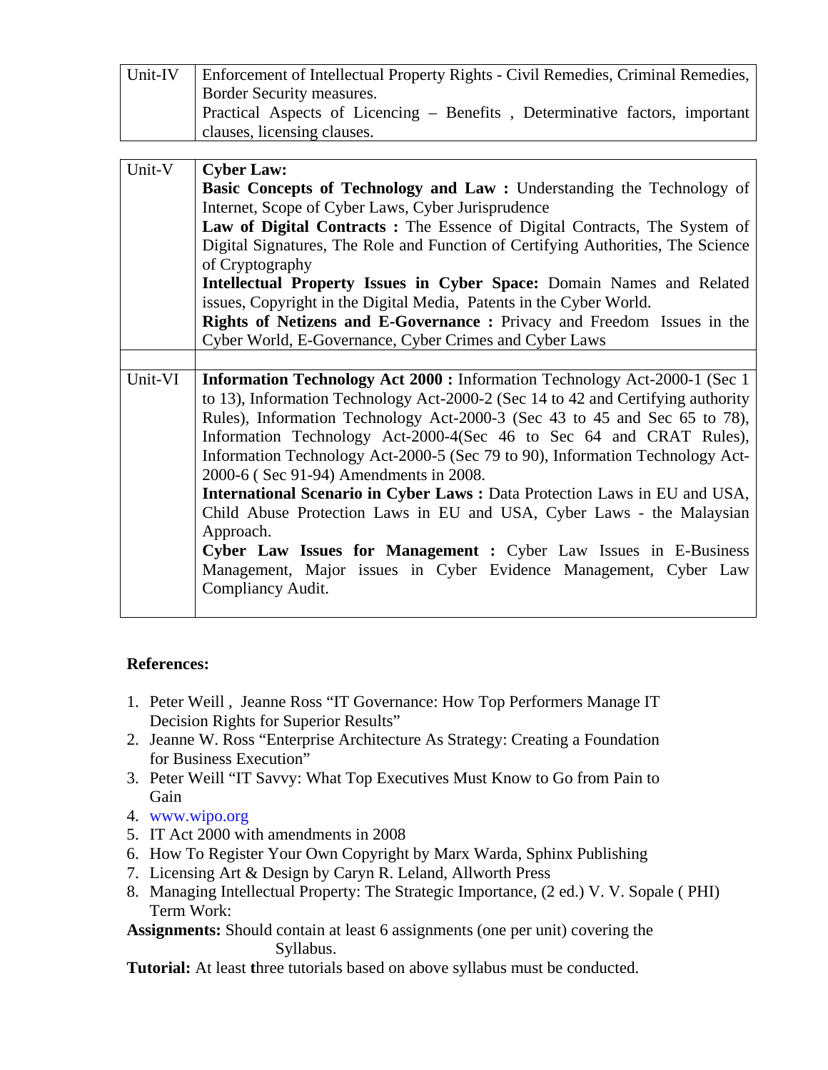| Unit-IV | Enforcement of Intellectual Property Rights - Civil Remedies, Criminal Remedies, Border Security measures.<br>Practical Aspects of Licencing – Benefits , Determinative factors, important clauses, licensing clauses. |
|---|---|

| Unit-V | **Cyber Law:**<br>**Basic Concepts of Technology and Law :** Understanding the Technology of Internet, Scope of Cyber Laws, Cyber Jurisprudence<br>**Law of Digital Contracts :** The Essence of Digital Contracts, The System of Digital Signatures, The Role and Function of Certifying Authorities, The Science of Cryptography<br>**Intellectual Property Issues in Cyber Space:** Domain Names and Related issues, Copyright in the Digital Media, Patents in the Cyber World.<br>**Rights of Netizens and E-Governance :** Privacy and Freedom Issues in the Cyber World, E-Governance, Cyber Crimes and Cyber Laws |
|---|---|
| | |
| Unit-VI | **Information Technology Act 2000 :** Information Technology Act-2000-1 (Sec 1 to 13), Information Technology Act-2000-2 (Sec 14 to 42 and Certifying authority Rules), Information Technology Act-2000-3 (Sec 43 to 45 and Sec 65 to 78), Information Technology Act-2000-4(Sec 46 to Sec 64 and CRAT Rules), Information Technology Act-2000-5 (Sec 79 to 90), Information Technology Act-2000-6 ( Sec 91-94) Amendments in 2008.<br>**International Scenario in Cyber Laws :** Data Protection Laws in EU and USA, Child Abuse Protection Laws in EU and USA, Cyber Laws - the Malaysian Approach.<br>**Cyber Law Issues for Management :** Cyber Law Issues in E-Business Management, Major issues in Cyber Evidence Management, Cyber Law Compliancy Audit. |

**References:**

1. Peter Weill , Jeanne Ross "IT Governance: How Top Performers Manage IT Decision Rights for Superior Results"
2. Jeanne W. Ross "Enterprise Architecture As Strategy: Creating a Foundation for Business Execution"
3. Peter Weill "IT Savvy: What Top Executives Must Know to Go from Pain to Gain
4. www.wipo.org
5. IT Act 2000 with amendments in 2008
6. How To Register Your Own Copyright by Marx Warda, Sphinx Publishing
7. Licensing Art & Design by Caryn R. Leland, Allworth Press
8. Managing Intellectual Property: The Strategic Importance, (2 ed.) V. V. Sopale ( PHI)

Term Work:

**Assignments:** Should contain at least 6 assignments (one per unit) covering the Syllabus.

**Tutorial:** At least three tutorials based on above syllabus must be conducted.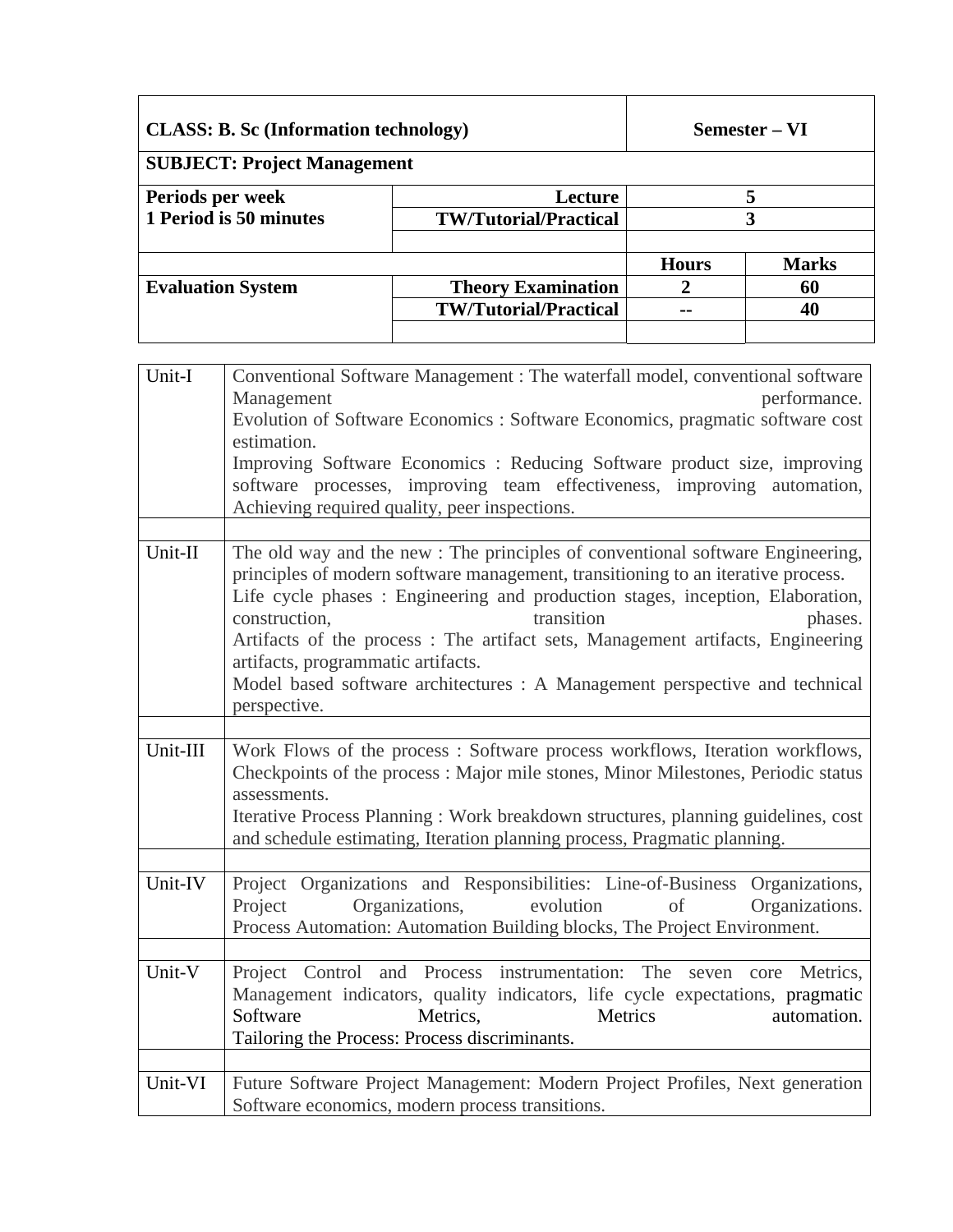| **CLASS: B. Sc (Information technology)** | | **Semester – VI** | |
|---|---|---|---|
| **SUBJECT: Project Management** | | | |
| **Periods per week**<br>**1 Period is 50 minutes** | **Lecture** | **5** | |
| | **TW/Tutorial/Practical** | **3** | |
| | | | |
| | | **Hours** | **Marks** |
| **Evaluation System** | **Theory Examination** | **2** | **60** |
| | **TW/Tutorial/Practical** | **--** | **40** |
| | | | |

| | |
|---|---|
| Unit-I | Conventional Software Management : The waterfall model, conventional software Management performance.<br>Evolution of Software Economics : Software Economics, pragmatic software cost estimation.<br>Improving Software Economics : Reducing Software product size, improving software processes, improving team effectiveness, improving automation, Achieving required quality, peer inspections. |
| | |
| Unit-II | The old way and the new : The principles of conventional software Engineering, principles of modern software management, transitioning to an iterative process.<br>Life cycle phases : Engineering and production stages, inception, Elaboration, construction, transition phases.<br>Artifacts of the process : The artifact sets, Management artifacts, Engineering artifacts, programmatic artifacts.<br>Model based software architectures : A Management perspective and technical perspective. |
| | |
| Unit-III | Work Flows of the process : Software process workflows, Iteration workflows, Checkpoints of the process : Major mile stones, Minor Milestones, Periodic status assessments.<br>Iterative Process Planning : Work breakdown structures, planning guidelines, cost and schedule estimating, Iteration planning process, Pragmatic planning. |
| | |
| Unit-IV | Project Organizations and Responsibilities: Line-of-Business Organizations, Project Organizations, evolution of Organizations.<br>Process Automation: Automation Building blocks, The Project Environment. |
| | |
| Unit-V | Project Control and Process instrumentation: The seven core Metrics, Management indicators, quality indicators, life cycle expectations, pragmatic Software Metrics, Metrics automation.<br>Tailoring the Process: Process discriminants. |
| | |
| Unit-VI | Future Software Project Management: Modern Project Profiles, Next generation Software economics, modern process transitions. |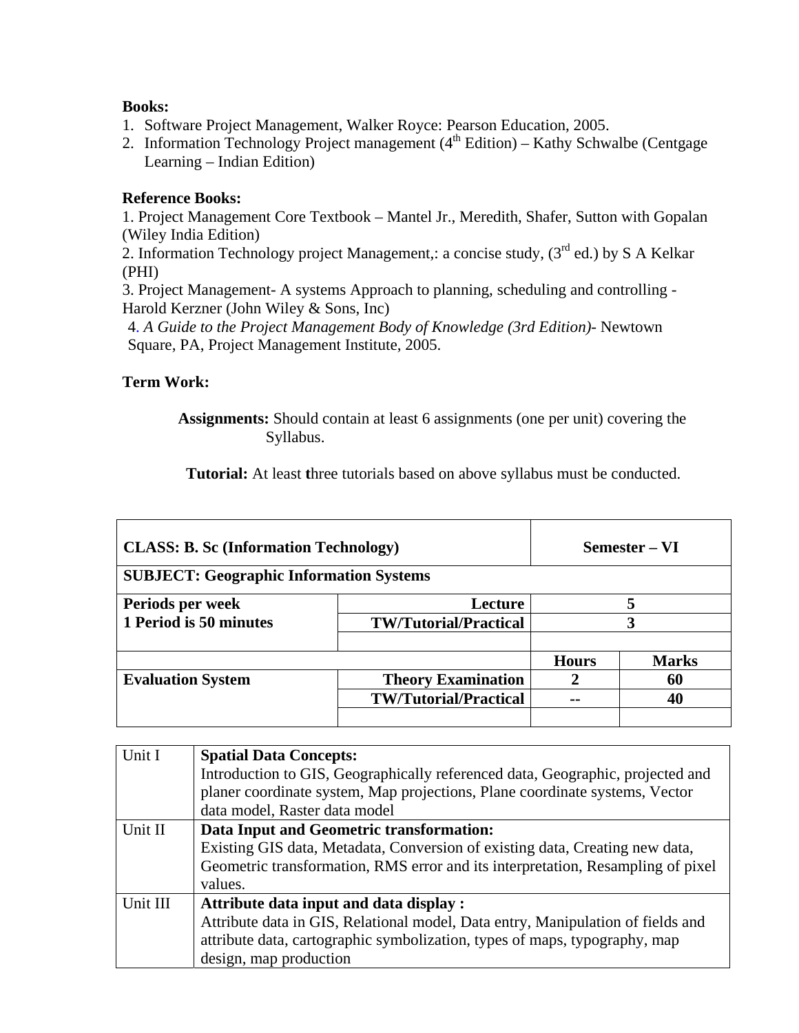**Books:**

1. Software Project Management, Walker Royce: Pearson Education, 2005.
2. Information Technology Project management ($4^{th}$ Edition) – Kathy Schwalbe (Centgage Learning – Indian Edition)

**Reference Books:**

1. Project Management Core Textbook – Mantel Jr., Meredith, Shafer, Sutton with Gopalan (Wiley India Edition)
2. Information Technology project Management,: a concise study, ($3^{rd}$ ed.) by S A Kelkar (PHI)
3. Project Management- A systems Approach to planning, scheduling and controlling - Harold Kerzner (John Wiley & Sons, Inc)
4. *A Guide to the Project Management Body of Knowledge (3rd Edition)*- Newtown Square, PA, Project Management Institute, 2005.

**Term Work:**

**Assignments:** Should contain at least 6 assignments (one per unit) covering the Syllabus.

**Tutorial:** At least three tutorials based on above syllabus must be conducted.

| **CLASS: B. Sc (Information Technology)** | | **Semester – VI** | |
|---|---|---|---|
| **SUBJECT: Geographic Information Systems** | | | |
| **Periods per week** | **Lecture** | **5** | |
| **1 Period is 50 minutes** | **TW/Tutorial/Practical** | **3** | |
| | | | |
| | | **Hours** | **Marks** |
| **Evaluation System** | **Theory Examination** | **2** | **60** |
| | **TW/Tutorial/Practical** | **--** | **40** |
| | | | |

| Unit | Content |
|---|---|
| Unit I | **Spatial Data Concepts:** Introduction to GIS, Geographically referenced data, Geographic, projected and planer coordinate system, Map projections, Plane coordinate systems, Vector data model, Raster data model |
| Unit II | **Data Input and Geometric transformation:** Existing GIS data, Metadata, Conversion of existing data, Creating new data, Geometric transformation, RMS error and its interpretation, Resampling of pixel values. |
| Unit III | **Attribute data input and data display :** Attribute data in GIS, Relational model, Data entry, Manipulation of fields and attribute data, cartographic symbolization, types of maps, typography, map design, map production |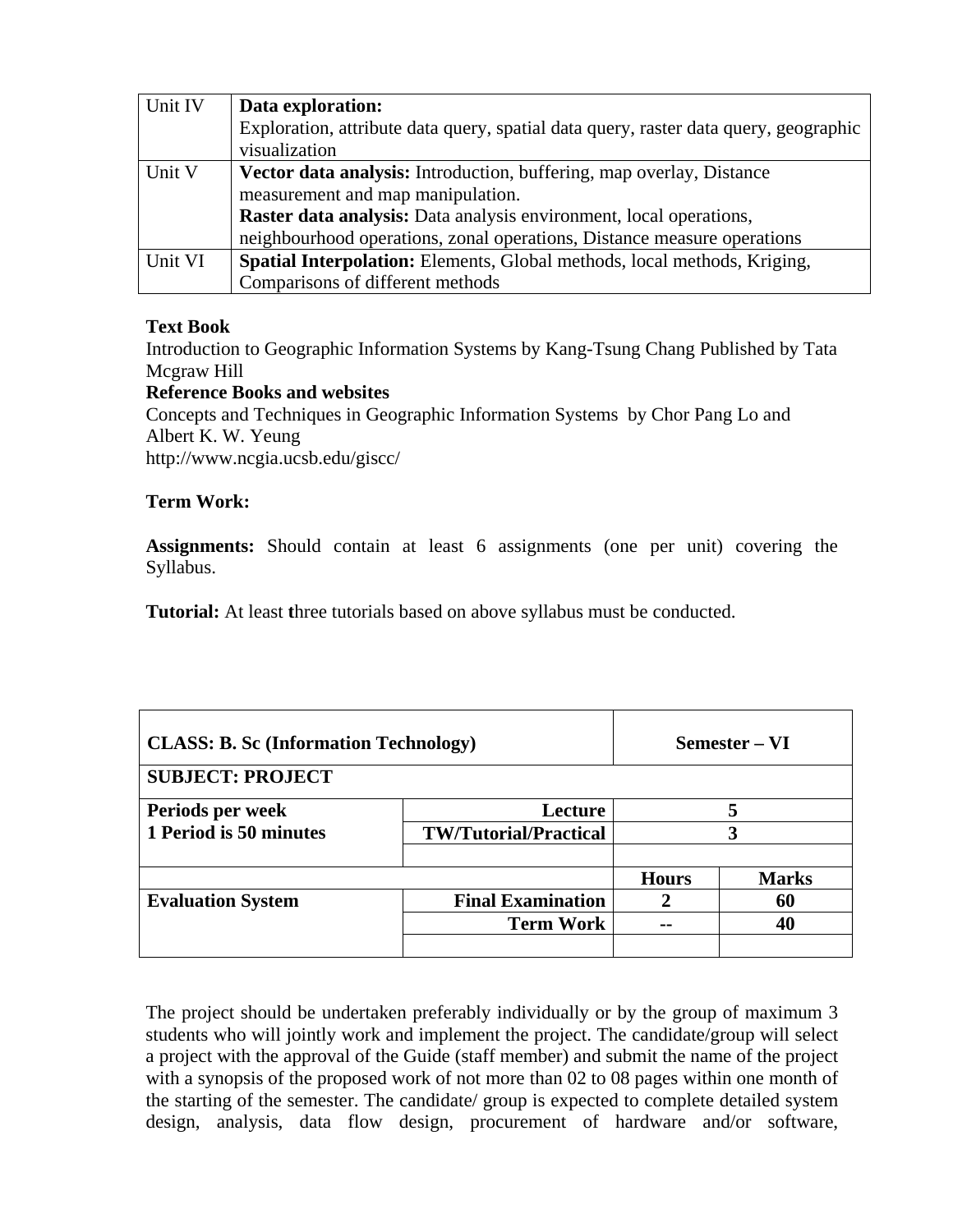| Unit IV | **Data exploration:** Exploration, attribute data query, spatial data query, raster data query, geographic visualization |
|---|---|
| Unit V | **Vector data analysis:** Introduction, buffering, map overlay, Distance measurement and map manipulation. **Raster data analysis:** Data analysis environment, local operations, neighbourhood operations, zonal operations, Distance measure operations |
| Unit VI | **Spatial Interpolation:** Elements, Global methods, local methods, Kriging, Comparisons of different methods |

**Text Book**
Introduction to Geographic Information Systems by Kang-Tsung Chang Published by Tata Mcgraw Hill
**Reference Books and websites**
Concepts and Techniques in Geographic Information Systems by Chor Pang Lo and Albert K. W. Yeung
http://www.ncgia.ucsb.edu/giscc/

**Term Work:**

**Assignments:** Should contain at least 6 assignments (one per unit) covering the Syllabus.

**Tutorial:** At least three tutorials based on above syllabus must be conducted.

| **CLASS: B. Sc (Information Technology)** | | **Semester – VI** | |
|---|---|---|---|
| **SUBJECT: PROJECT** | | | |
| **Periods per week** | **Lecture** | **5** | |
| **1 Period is 50 minutes** | **TW/Tutorial/Practical** | **3** | |
| | | | |
| | | **Hours** | **Marks** |
| **Evaluation System** | **Final Examination** | **2** | **60** |
| | **Term Work** | **--** | **40** |
| | | | |

The project should be undertaken preferably individually or by the group of maximum 3 students who will jointly work and implement the project. The candidate/group will select a project with the approval of the Guide (staff member) and submit the name of the project with a synopsis of the proposed work of not more than 02 to 08 pages within one month of the starting of the semester. The candidate/ group is expected to complete detailed system design, analysis, data flow design, procurement of hardware and/or software,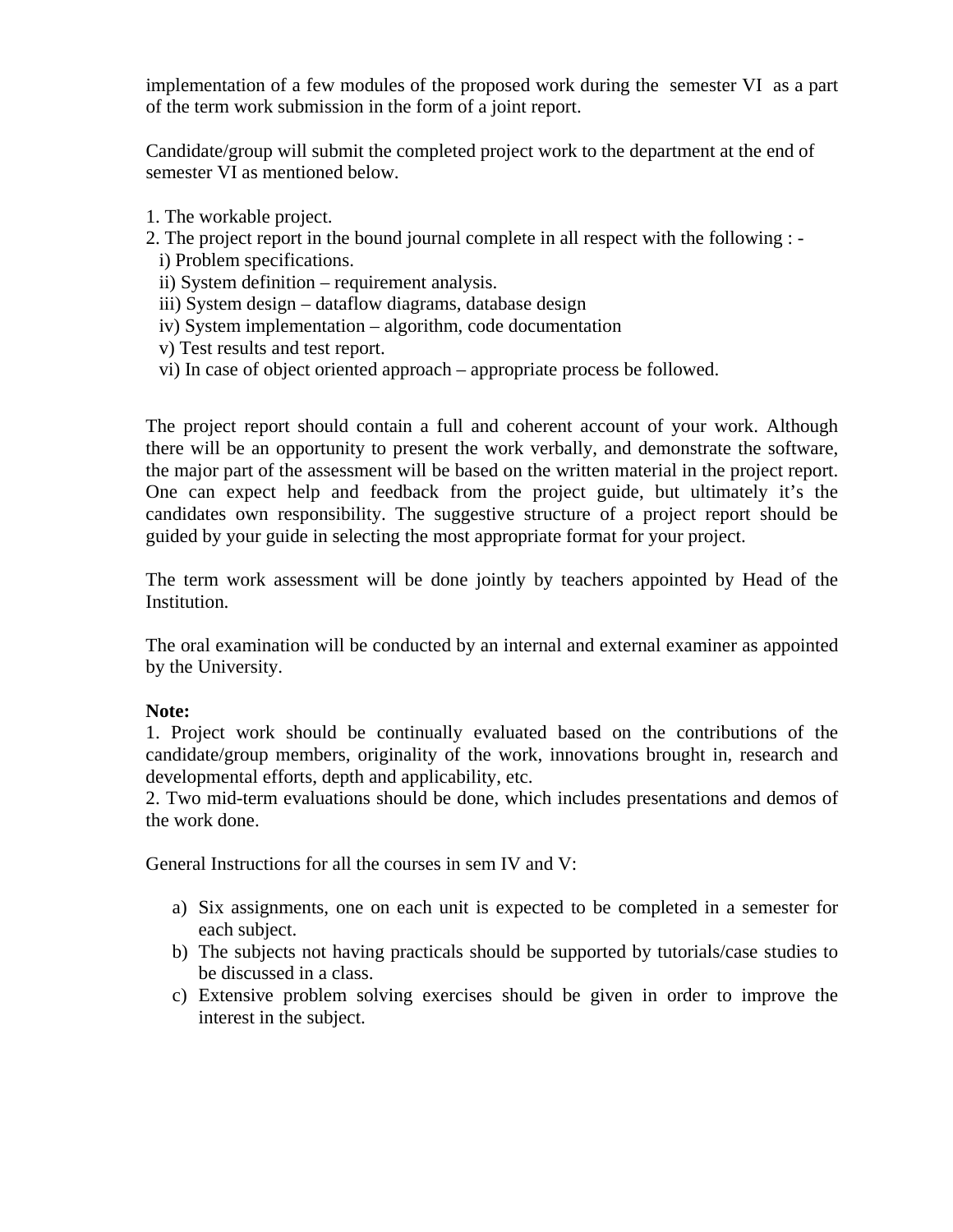implementation of a few modules of the proposed work during the semester VI as a part of the term work submission in the form of a joint report.

Candidate/group will submit the completed project work to the department at the end of semester VI as mentioned below.

1. The workable project.
2. The project report in the bound journal complete in all respect with the following : -
   i) Problem specifications.
   ii) System definition – requirement analysis.
   iii) System design – dataflow diagrams, database design
   iv) System implementation – algorithm, code documentation
   v) Test results and test report.
   vi) In case of object oriented approach – appropriate process be followed.

The project report should contain a full and coherent account of your work. Although there will be an opportunity to present the work verbally, and demonstrate the software, the major part of the assessment will be based on the written material in the project report. One can expect help and feedback from the project guide, but ultimately it's the candidates own responsibility. The suggestive structure of a project report should be guided by your guide in selecting the most appropriate format for your project.

The term work assessment will be done jointly by teachers appointed by Head of the Institution.

The oral examination will be conducted by an internal and external examiner as appointed by the University.

**Note:**

1. Project work should be continually evaluated based on the contributions of the candidate/group members, originality of the work, innovations brought in, research and developmental efforts, depth and applicability, etc.
2. Two mid-term evaluations should be done, which includes presentations and demos of the work done.

General Instructions for all the courses in sem IV and V:

a) Six assignments, one on each unit is expected to be completed in a semester for each subject.
b) The subjects not having practicals should be supported by tutorials/case studies to be discussed in a class.
c) Extensive problem solving exercises should be given in order to improve the interest in the subject.